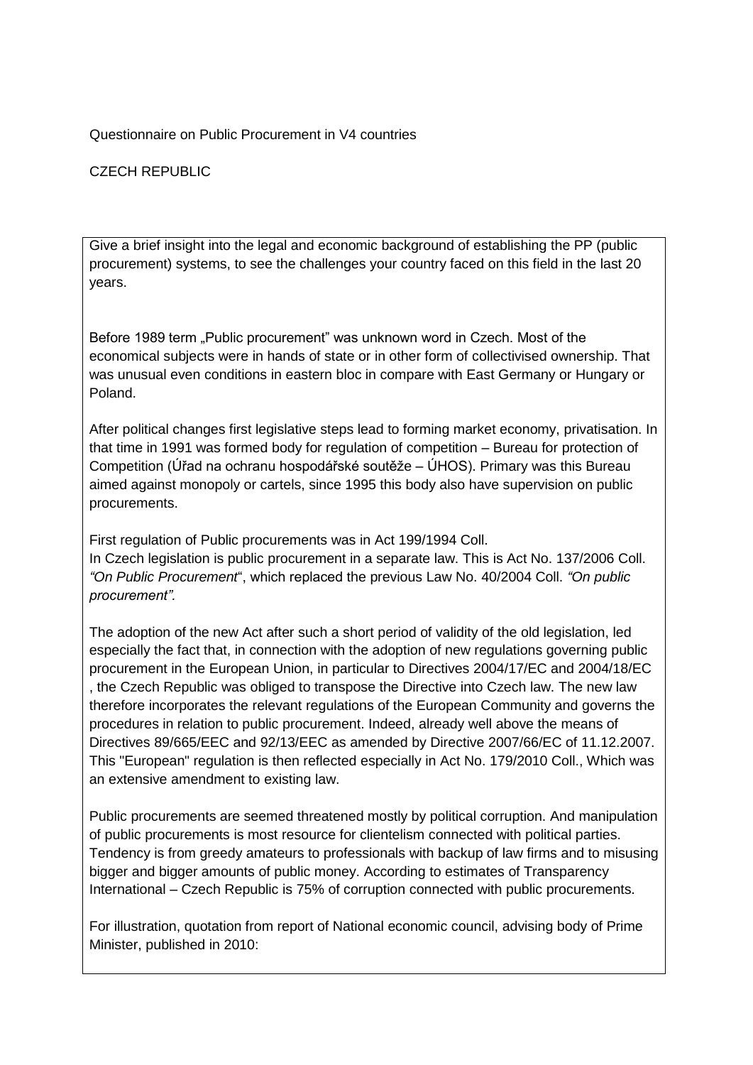Questionnaire on Public Procurement in V4 countries

CZECH REPUBLIC

Give a brief insight into the legal and economic background of establishing the PP (public procurement) systems, to see the challenges your country faced on this field in the last 20 years.

Before 1989 term „Public procurement" was unknown word in Czech. Most of the economical subjects were in hands of state or in other form of collectivised ownership. That was unusual even conditions in eastern bloc in compare with East Germany or Hungary or Poland.

After political changes first legislative steps lead to forming market economy, privatisation. In that time in 1991 was formed body for regulation of competition – Bureau for protection of Competition (Úřad na ochranu hospodářské soutěže – ÚHOS). Primary was this Bureau aimed against monopoly or cartels, since 1995 this body also have supervision on public procurements.

First regulation of Public procurements was in Act 199/1994 Coll.
In Czech legislation is public procurement in a separate law. This is Act No. 137/2006 Coll. *"On Public Procurement*", which replaced the previous Law No. 40/2004 Coll. *"On public procurement".*

The adoption of the new Act after such a short period of validity of the old legislation, led especially the fact that, in connection with the adoption of new regulations governing public procurement in the European Union, in particular to Directives 2004/17/EC and 2004/18/EC , the Czech Republic was obliged to transpose the Directive into Czech law. The new law therefore incorporates the relevant regulations of the European Community and governs the procedures in relation to public procurement. Indeed, already well above the means of Directives 89/665/EEC and 92/13/EEC as amended by Directive 2007/66/EC of 11.12.2007. This "European" regulation is then reflected especially in Act No. 179/2010 Coll., Which was an extensive amendment to existing law.

Public procurements are seemed threatened mostly by political corruption. And manipulation of public procurements is most resource for clientelism connected with political parties. Tendency is from greedy amateurs to professionals with backup of law firms and to misusing bigger and bigger amounts of public money. According to estimates of Transparency International – Czech Republic is 75% of corruption connected with public procurements.

For illustration, quotation from report of National economic council, advising body of Prime Minister, published in 2010: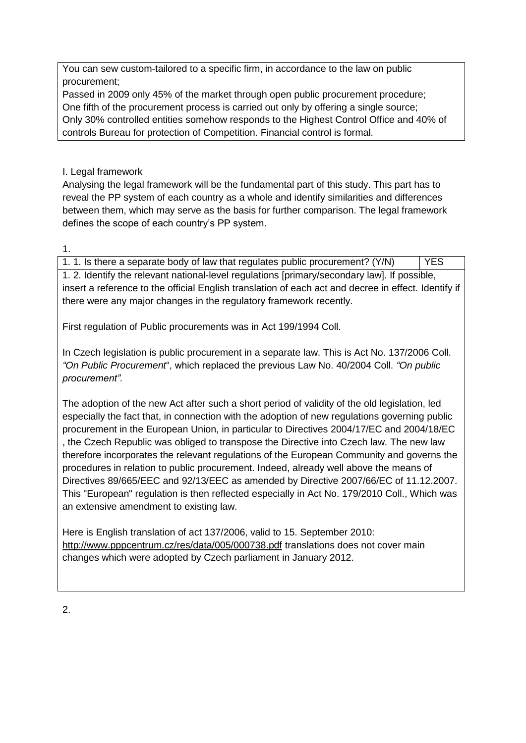| You can sew custom-tailored to a specific firm, in accordance to the law on public procurement; Passed in 2009 only 45% of the market through open public procurement procedure; One fifth of the procurement process is carried out only by offering a single source; Only 30% controlled entities somehow responds to the Highest Control Office and 40% of controls Bureau for protection of Competition. Financial control is formal. |
|---|

I. Legal framework

Analysing the legal framework will be the fundamental part of this study. This part has to reveal the PP system of each country as a whole and identify similarities and differences between them, which may serve as the basis for further comparison. The legal framework defines the scope of each country's PP system.

1.

| 1. 1. Is there a separate body of law that regulates public procurement? (Y/N) | YES |
|---|---|
| 1. 2. Identify the relevant national-level regulations [primary/secondary law]. If possible, insert a reference to the official English translation of each act and decree in effect. Identify if there were any major changes in the regulatory framework recently.<br><br>First regulation of Public procurements was in Act 199/1994 Coll.<br><br>In Czech legislation is public procurement in a separate law. This is Act No. 137/2006 Coll. *"On Public Procurement*", which replaced the previous Law No. 40/2004 Coll. *"On public procurement".*<br><br>The adoption of the new Act after such a short period of validity of the old legislation, led especially the fact that, in connection with the adoption of new regulations governing public procurement in the European Union, in particular to Directives 2004/17/EC and 2004/18/EC , the Czech Republic was obliged to transpose the Directive into Czech law. The new law therefore incorporates the relevant regulations of the European Community and governs the procedures in relation to public procurement. Indeed, already well above the means of Directives 89/665/EEC and 92/13/EEC as amended by Directive 2007/66/EC of 11.12.2007. This "European" regulation is then reflected especially in Act No. 179/2010 Coll., Which was an extensive amendment to existing law.<br><br>Here is English translation of act 137/2006, valid to 15. September 2010: http://www.pppcentrum.cz/res/data/005/000738.pdf translations does not cover main changes which were adopted by Czech parliament in January 2012. | |

2.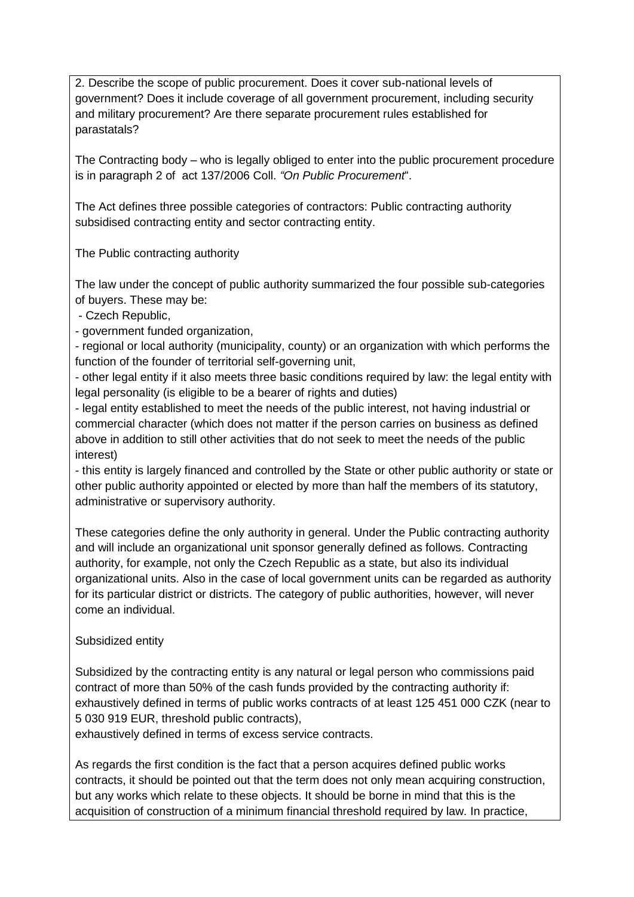2. Describe the scope of public procurement. Does it cover sub-national levels of government? Does it include coverage of all government procurement, including security and military procurement? Are there separate procurement rules established for parastatals?

The Contracting body – who is legally obliged to enter into the public procurement procedure is in paragraph 2 of act 137/2006 Coll. *"On Public Procurement*".

The Act defines three possible categories of contractors: Public contracting authority subsidised contracting entity and sector contracting entity.

The Public contracting authority

The law under the concept of public authority summarized the four possible sub-categories of buyers. These may be:

- Czech Republic,
- government funded organization,
- regional or local authority (municipality, county) or an organization with which performs the function of the founder of territorial self-governing unit,
- other legal entity if it also meets three basic conditions required by law: the legal entity with legal personality (is eligible to be a bearer of rights and duties)
- legal entity established to meet the needs of the public interest, not having industrial or commercial character (which does not matter if the person carries on business as defined above in addition to still other activities that do not seek to meet the needs of the public interest)
- this entity is largely financed and controlled by the State or other public authority or state or other public authority appointed or elected by more than half the members of its statutory, administrative or supervisory authority.

These categories define the only authority in general. Under the Public contracting authority and will include an organizational unit sponsor generally defined as follows. Contracting authority, for example, not only the Czech Republic as a state, but also its individual organizational units. Also in the case of local government units can be regarded as authority for its particular district or districts. The category of public authorities, however, will never come an individual.

Subsidized entity

Subsidized by the contracting entity is any natural or legal person who commissions paid contract of more than 50% of the cash funds provided by the contracting authority if: exhaustively defined in terms of public works contracts of at least 125 451 000 CZK (near to 5 030 919 EUR, threshold public contracts),
exhaustively defined in terms of excess service contracts.

As regards the first condition is the fact that a person acquires defined public works contracts, it should be pointed out that the term does not only mean acquiring construction, but any works which relate to these objects. It should be borne in mind that this is the acquisition of construction of a minimum financial threshold required by law. In practice,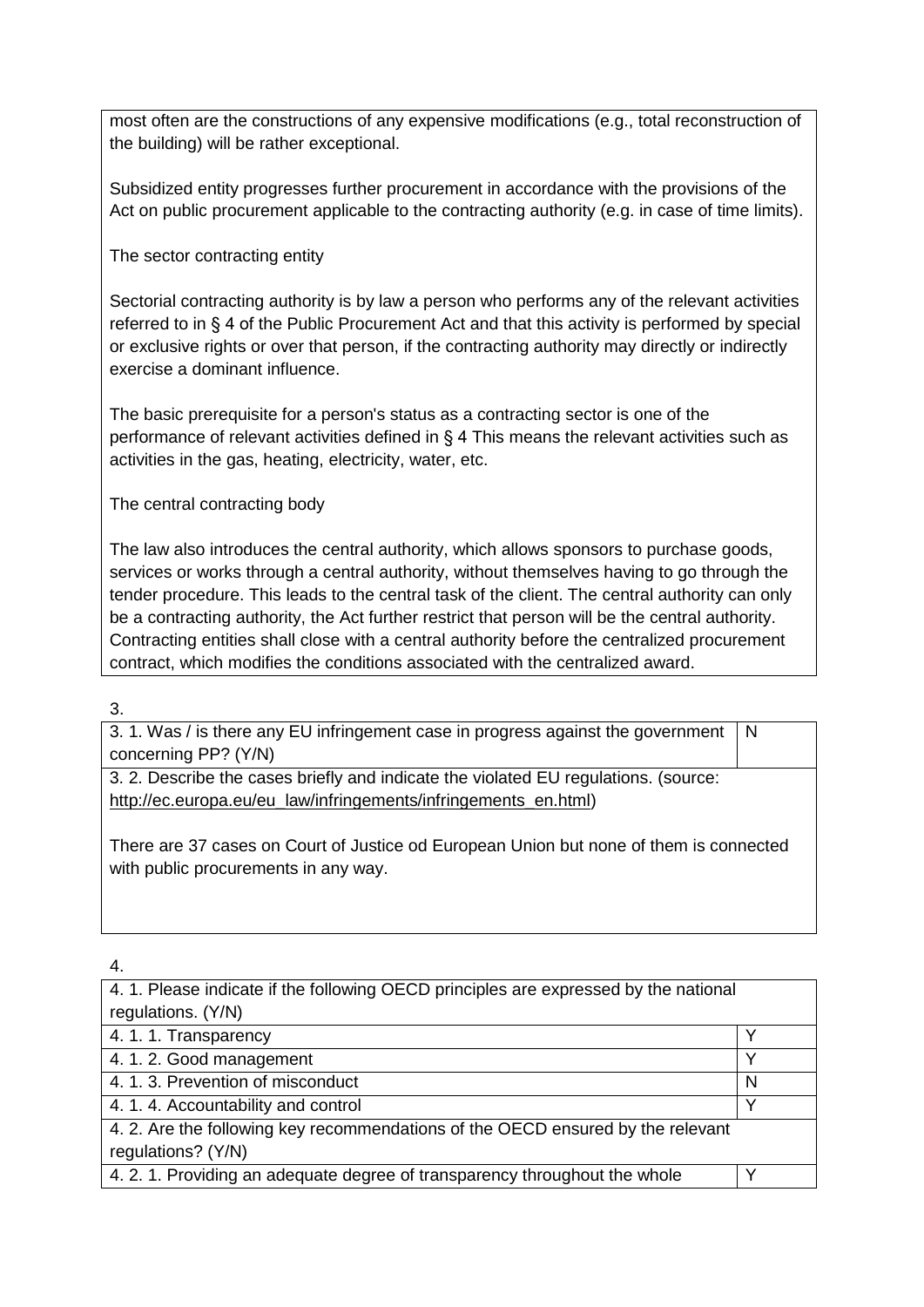most often are the constructions of any expensive modifications (e.g., total reconstruction of the building) will be rather exceptional.

Subsidized entity progresses further procurement in accordance with the provisions of the Act on public procurement applicable to the contracting authority (e.g. in case of time limits).

The sector contracting entity

Sectorial contracting authority is by law a person who performs any of the relevant activities referred to in § 4 of the Public Procurement Act and that this activity is performed by special or exclusive rights or over that person, if the contracting authority may directly or indirectly exercise a dominant influence.

The basic prerequisite for a person's status as a contracting sector is one of the performance of relevant activities defined in § 4 This means the relevant activities such as activities in the gas, heating, electricity, water, etc.

The central contracting body

The law also introduces the central authority, which allows sponsors to purchase goods, services or works through a central authority, without themselves having to go through the tender procedure. This leads to the central task of the client. The central authority can only be a contracting authority, the Act further restrict that person will be the central authority. Contracting entities shall close with a central authority before the centralized procurement contract, which modifies the conditions associated with the centralized award.

3.

| 3. 1. Was / is there any EU infringement case in progress against the government concerning PP? (Y/N) | N |
|---|---|
| 3. 2. Describe the cases briefly and indicate the violated EU regulations. (source: http://ec.europa.eu/eu_law/infringements/infringements_en.html)<br><br>There are 37 cases on Court of Justice od European Union but none of them is connected with public procurements in any way. | |

4.

| 4. 1. Please indicate if the following OECD principles are expressed by the national regulations. (Y/N) | |
|---|---|
| 4. 1. 1. Transparency | Y |
| 4. 1. 2. Good management | Y |
| 4. 1. 3. Prevention of misconduct | N |
| 4. 1. 4. Accountability and control | Y |
| 4. 2. Are the following key recommendations of the OECD ensured by the relevant regulations? (Y/N) | |
| 4. 2. 1. Providing an adequate degree of transparency throughout the whole | Y |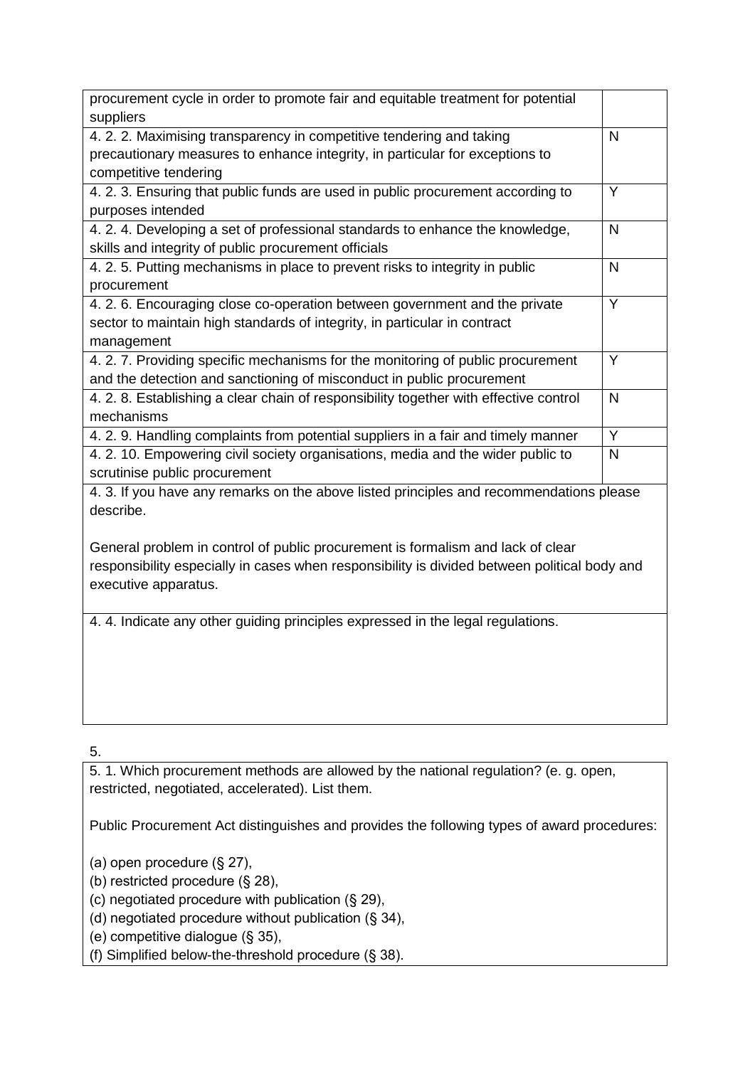| | |
|---|---|
| procurement cycle in order to promote fair and equitable treatment for potential suppliers | |
| 4. 2. 2. Maximising transparency in competitive tendering and taking precautionary measures to enhance integrity, in particular for exceptions to competitive tendering | N |
| 4. 2. 3. Ensuring that public funds are used in public procurement according to purposes intended | Y |
| 4. 2. 4. Developing a set of professional standards to enhance the knowledge, skills and integrity of public procurement officials | N |
| 4. 2. 5. Putting mechanisms in place to prevent risks to integrity in public procurement | N |
| 4. 2. 6. Encouraging close co-operation between government and the private sector to maintain high standards of integrity, in particular in contract management | Y |
| 4. 2. 7. Providing specific mechanisms for the monitoring of public procurement and the detection and sanctioning of misconduct in public procurement | Y |
| 4. 2. 8. Establishing a clear chain of responsibility together with effective control mechanisms | N |
| 4. 2. 9. Handling complaints from potential suppliers in a fair and timely manner | Y |
| 4. 2. 10. Empowering civil society organisations, media and the wider public to scrutinise public procurement | N |

4. 3. If you have any remarks on the above listed principles and recommendations please describe.

General problem in control of public procurement is formalism and lack of clear responsibility especially in cases when responsibility is divided between political body and executive apparatus.

4. 4. Indicate any other guiding principles expressed in the legal regulations.

5.

5. 1. Which procurement methods are allowed by the national regulation? (e. g. open, restricted, negotiated, accelerated). List them.

Public Procurement Act distinguishes and provides the following types of award procedures:

(a) open procedure (§ 27),
(b) restricted procedure (§ 28),
(c) negotiated procedure with publication (§ 29),
(d) negotiated procedure without publication (§ 34),
(e) competitive dialogue (§ 35),
(f) Simplified below-the-threshold procedure (§ 38).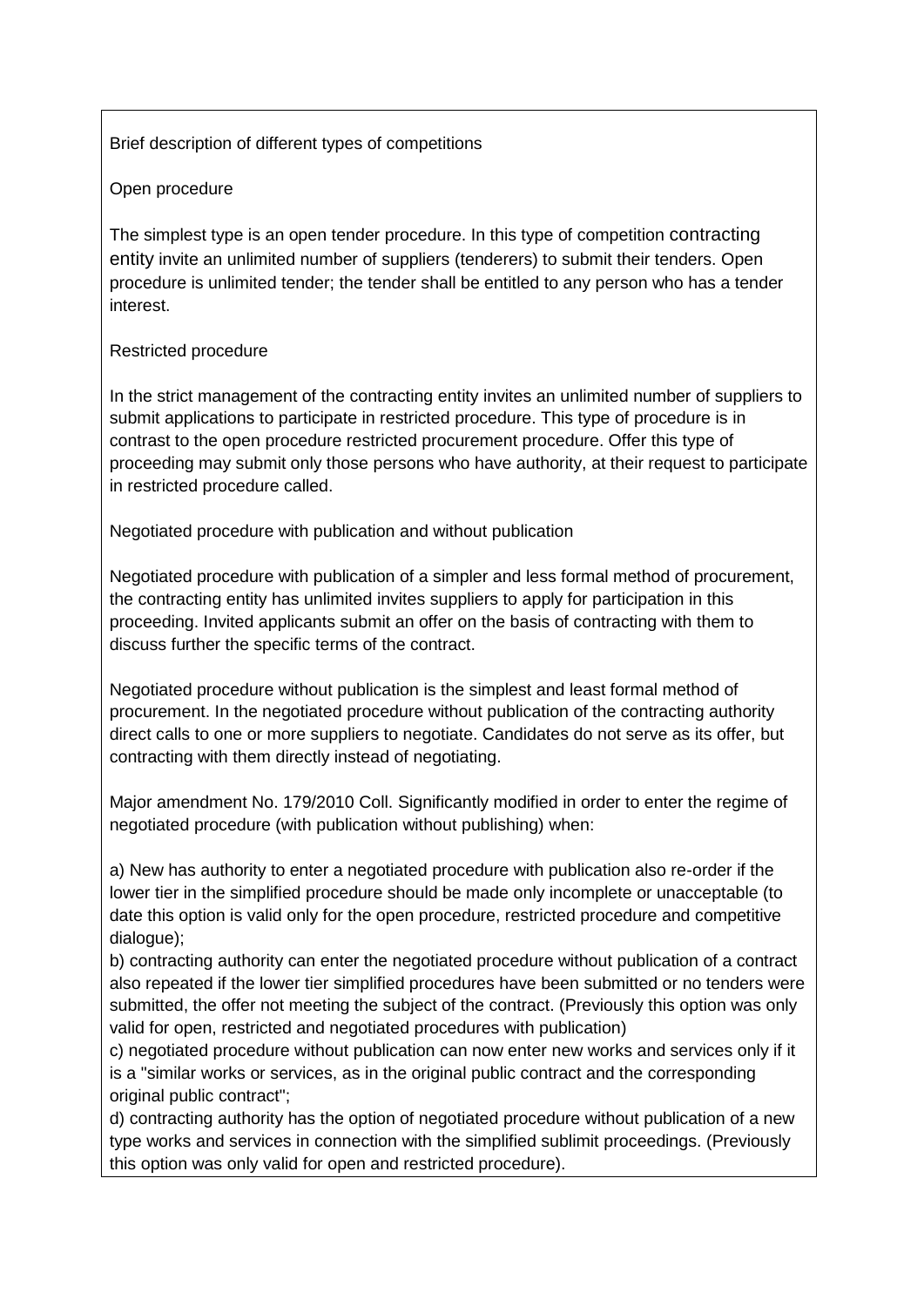Brief description of different types of competitions

Open procedure

The simplest type is an open tender procedure. In this type of competition contracting entity invite an unlimited number of suppliers (tenderers) to submit their tenders. Open procedure is unlimited tender; the tender shall be entitled to any person who has a tender interest.

Restricted procedure

In the strict management of the contracting entity invites an unlimited number of suppliers to submit applications to participate in restricted procedure. This type of procedure is in contrast to the open procedure restricted procurement procedure. Offer this type of proceeding may submit only those persons who have authority, at their request to participate in restricted procedure called.

Negotiated procedure with publication and without publication

Negotiated procedure with publication of a simpler and less formal method of procurement, the contracting entity has unlimited invites suppliers to apply for participation in this proceeding. Invited applicants submit an offer on the basis of contracting with them to discuss further the specific terms of the contract.

Negotiated procedure without publication is the simplest and least formal method of procurement. In the negotiated procedure without publication of the contracting authority direct calls to one or more suppliers to negotiate. Candidates do not serve as its offer, but contracting with them directly instead of negotiating.

Major amendment No. 179/2010 Coll. Significantly modified in order to enter the regime of negotiated procedure (with publication without publishing) when:

a) New has authority to enter a negotiated procedure with publication also re-order if the lower tier in the simplified procedure should be made only incomplete or unacceptable (to date this option is valid only for the open procedure, restricted procedure and competitive dialogue);
b) contracting authority can enter the negotiated procedure without publication of a contract also repeated if the lower tier simplified procedures have been submitted or no tenders were submitted, the offer not meeting the subject of the contract. (Previously this option was only valid for open, restricted and negotiated procedures with publication)
c) negotiated procedure without publication can now enter new works and services only if it is a "similar works or services, as in the original public contract and the corresponding original public contract";
d) contracting authority has the option of negotiated procedure without publication of a new type works and services in connection with the simplified sublimit proceedings. (Previously this option was only valid for open and restricted procedure).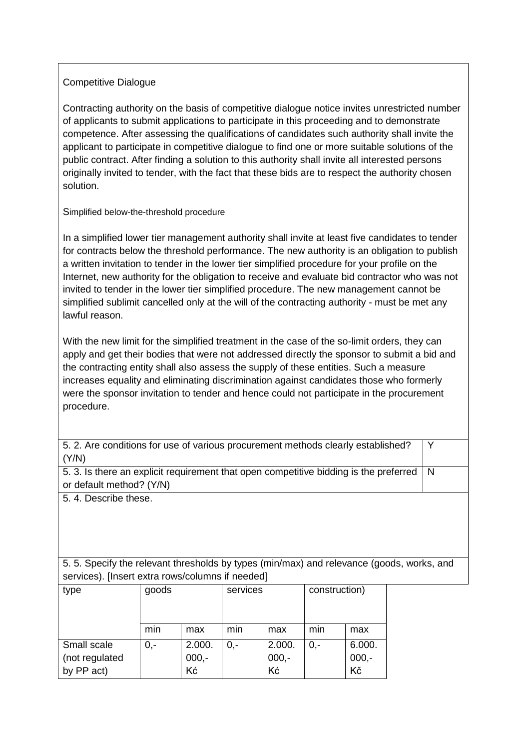Competitive Dialogue

Contracting authority on the basis of competitive dialogue notice invites unrestricted number of applicants to submit applications to participate in this proceeding and to demonstrate competence. After assessing the qualifications of candidates such authority shall invite the applicant to participate in competitive dialogue to find one or more suitable solutions of the public contract. After finding a solution to this authority shall invite all interested persons originally invited to tender, with the fact that these bids are to respect the authority chosen solution.

Simplified below-the-threshold procedure

In a simplified lower tier management authority shall invite at least five candidates to tender for contracts below the threshold performance. The new authority is an obligation to publish a written invitation to tender in the lower tier simplified procedure for your profile on the Internet, new authority for the obligation to receive and evaluate bid contractor who was not invited to tender in the lower tier simplified procedure. The new management cannot be simplified sublimit cancelled only at the will of the contracting authority - must be met any lawful reason.

With the new limit for the simplified treatment in the case of the so-limit orders, they can apply and get their bodies that were not addressed directly the sponsor to submit a bid and the contracting entity shall also assess the supply of these entities. Such a measure increases equality and eliminating discrimination against candidates those who formerly were the sponsor invitation to tender and hence could not participate in the procurement procedure.

| | |
|---|---|
| 5. 2. Are conditions for use of various procurement methods clearly established? (Y/N) | Y |
| 5. 3. Is there an explicit requirement that open competitive bidding is the preferred or default method? (Y/N) | N |

5. 4. Describe these.

5. 5. Specify the relevant thresholds by types (min/max) and relevance (goods, works, and services). [Insert extra rows/columns if needed]

| type | goods | | services | | construction) | |
|---|---|---|---|---|---|---|
| | min | max | min | max | min | max |
| Small scale (not regulated by PP act) | 0,- | 2.000.000,- Kč | 0,- | 2.000.000,- Kč | 0,- | 6.000.000,- Kč |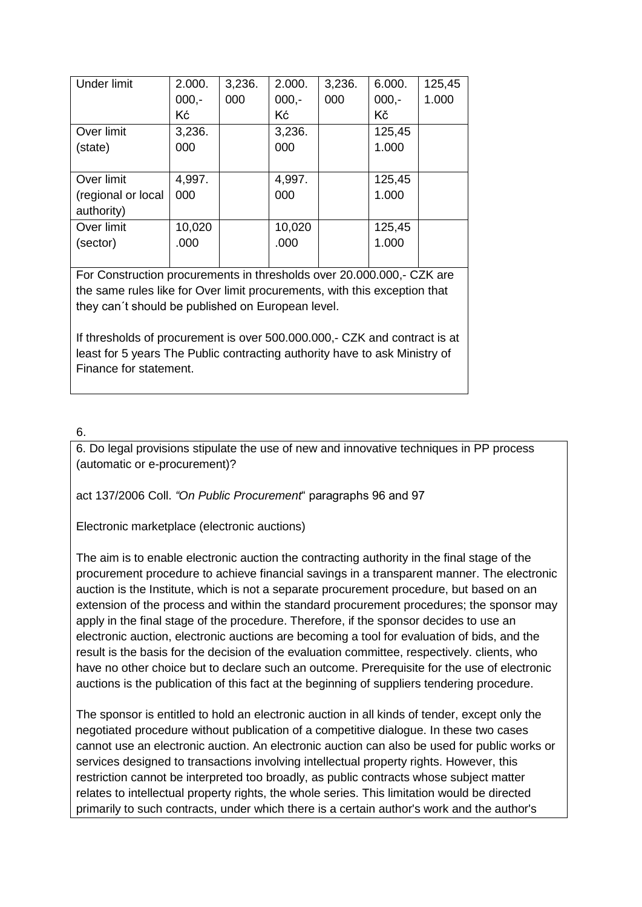| Under limit | 2.000. 000,- Kć | 3,236. 000 | 2.000. 000,- Kć | 3,236. 000 | 6.000. 000,- Kč | 125,45 1.000 |
|---|---|---|---|---|---|---|
| Over limit (state) | 3,236. 000 | | 3,236. 000 | | 125,45 1.000 | |
| Over limit (regional or local authority) | 4,997. 000 | | 4,997. 000 | | 125,45 1.000 | |
| Over limit (sector) | 10,020 .000 | | 10,020 .000 | | 125,45 1.000 | |

For Construction procurements in thresholds over 20.000.000,- CZK are the same rules like for Over limit procurements, with this exception that they can´t should be published on European level.

If thresholds of procurement is over 500.000.000,- CZK and contract is at least for 5 years The Public contracting authority have to ask Ministry of Finance for statement.

6.

6. Do legal provisions stipulate the use of new and innovative techniques in PP process (automatic or e-procurement)?

act 137/2006 Coll. *"On Public Procurement*" paragraphs 96 and 97

Electronic marketplace (electronic auctions)

The aim is to enable electronic auction the contracting authority in the final stage of the procurement procedure to achieve financial savings in a transparent manner. The electronic auction is the Institute, which is not a separate procurement procedure, but based on an extension of the process and within the standard procurement procedures; the sponsor may apply in the final stage of the procedure. Therefore, if the sponsor decides to use an electronic auction, electronic auctions are becoming a tool for evaluation of bids, and the result is the basis for the decision of the evaluation committee, respectively. clients, who have no other choice but to declare such an outcome. Prerequisite for the use of electronic auctions is the publication of this fact at the beginning of suppliers tendering procedure.

The sponsor is entitled to hold an electronic auction in all kinds of tender, except only the negotiated procedure without publication of a competitive dialogue. In these two cases cannot use an electronic auction. An electronic auction can also be used for public works or services designed to transactions involving intellectual property rights. However, this restriction cannot be interpreted too broadly, as public contracts whose subject matter relates to intellectual property rights, the whole series. This limitation would be directed primarily to such contracts, under which there is a certain author's work and the author's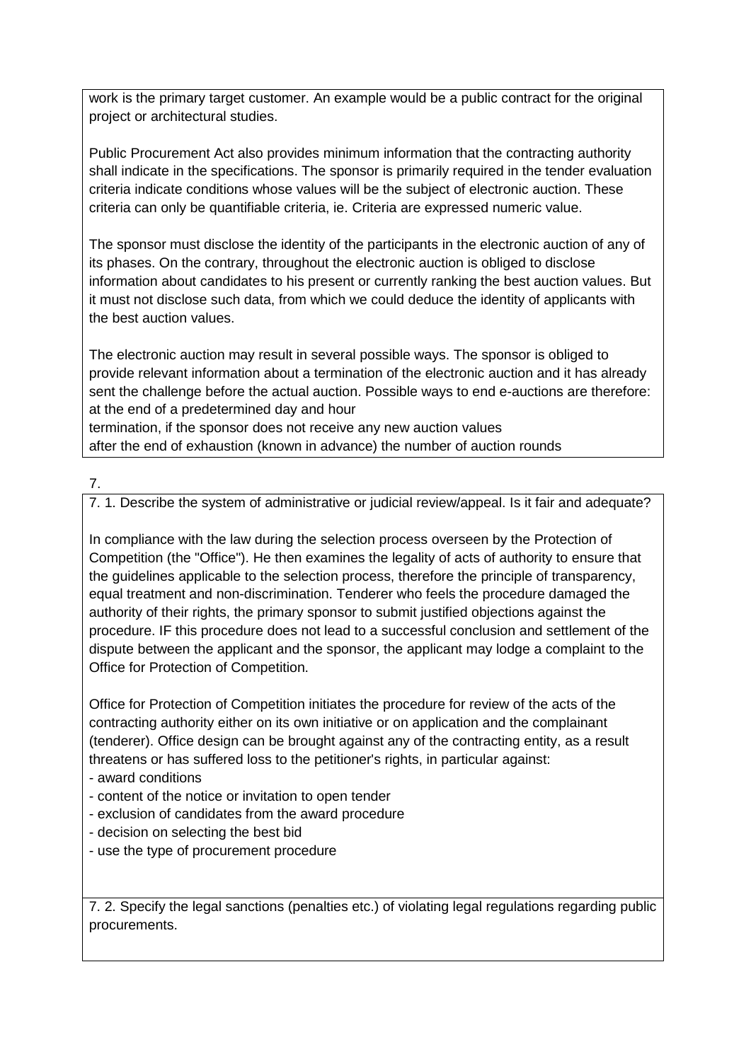work is the primary target customer. An example would be a public contract for the original project or architectural studies.

Public Procurement Act also provides minimum information that the contracting authority shall indicate in the specifications. The sponsor is primarily required in the tender evaluation criteria indicate conditions whose values will be the subject of electronic auction. These criteria can only be quantifiable criteria, ie. Criteria are expressed numeric value.

The sponsor must disclose the identity of the participants in the electronic auction of any of its phases. On the contrary, throughout the electronic auction is obliged to disclose information about candidates to his present or currently ranking the best auction values. But it must not disclose such data, from which we could deduce the identity of applicants with the best auction values.

The electronic auction may result in several possible ways. The sponsor is obliged to provide relevant information about a termination of the electronic auction and it has already sent the challenge before the actual auction. Possible ways to end e-auctions are therefore:
at the end of a predetermined day and hour
termination, if the sponsor does not receive any new auction values
after the end of exhaustion (known in advance) the number of auction rounds

7.

7. 1. Describe the system of administrative or judicial review/appeal. Is it fair and adequate?

In compliance with the law during the selection process overseen by the Protection of Competition (the "Office"). He then examines the legality of acts of authority to ensure that the guidelines applicable to the selection process, therefore the principle of transparency, equal treatment and non-discrimination. Tenderer who feels the procedure damaged the authority of their rights, the primary sponsor to submit justified objections against the procedure. IF this procedure does not lead to a successful conclusion and settlement of the dispute between the applicant and the sponsor, the applicant may lodge a complaint to the Office for Protection of Competition.

Office for Protection of Competition initiates the procedure for review of the acts of the contracting authority either on its own initiative or on application and the complainant (tenderer). Office design can be brought against any of the contracting entity, as a result threatens or has suffered loss to the petitioner's rights, in particular against:
- award conditions
- content of the notice or invitation to open tender
- exclusion of candidates from the award procedure
- decision on selecting the best bid
- use the type of procurement procedure

7. 2. Specify the legal sanctions (penalties etc.) of violating legal regulations regarding public procurements.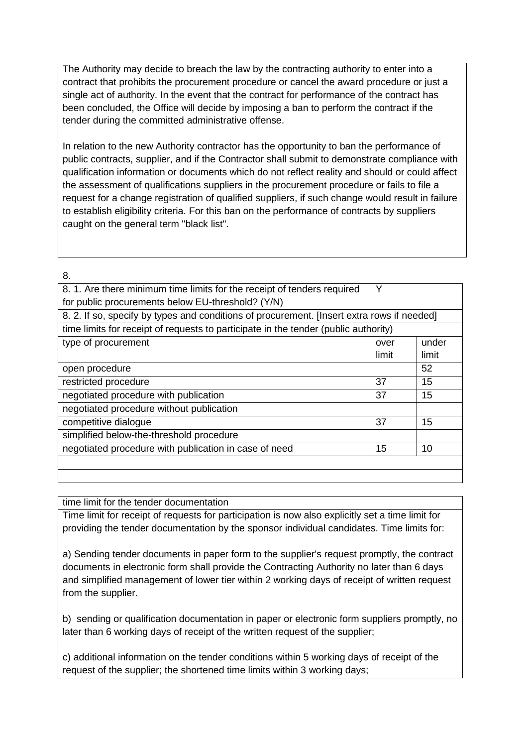The Authority may decide to breach the law by the contracting authority to enter into a contract that prohibits the procurement procedure or cancel the award procedure or just a single act of authority. In the event that the contract for performance of the contract has been concluded, the Office will decide by imposing a ban to perform the contract if the tender during the committed administrative offense.

In relation to the new Authority contractor has the opportunity to ban the performance of public contracts, supplier, and if the Contractor shall submit to demonstrate compliance with qualification information or documents which do not reflect reality and should or could affect the assessment of qualifications suppliers in the procurement procedure or fails to file a request for a change registration of qualified suppliers, if such change would result in failure to establish eligibility criteria. For this ban on the performance of contracts by suppliers caught on the general term "black list".

8.

| 8. 1. Are there minimum time limits for the receipt of tenders required for public procurements below EU-threshold? (Y/N) | Y | |
|---|---|---|
| 8. 2. If so, specify by types and conditions of procurement. [Insert extra rows if needed] | | |
| time limits for receipt of requests to participate in the tender (public authority) | | |
| type of procurement | over limit | under limit |
| open procedure | | 52 |
| restricted procedure | 37 | 15 |
| negotiated procedure with publication | 37 | 15 |
| negotiated procedure without publication | | |
| competitive dialogue | 37 | 15 |
| simplified below-the-threshold procedure | | |
| negotiated procedure with publication in case of need | 15 | 10 |
| | | |
| | | |

time limit for the tender documentation

Time limit for receipt of requests for participation is now also explicitly set a time limit for providing the tender documentation by the sponsor individual candidates. Time limits for:

a) Sending tender documents in paper form to the supplier's request promptly, the contract documents in electronic form shall provide the Contracting Authority no later than 6 days and simplified management of lower tier within 2 working days of receipt of written request from the supplier.

b) sending or qualification documentation in paper or electronic form suppliers promptly, no later than 6 working days of receipt of the written request of the supplier;

c) additional information on the tender conditions within 5 working days of receipt of the request of the supplier; the shortened time limits within 3 working days;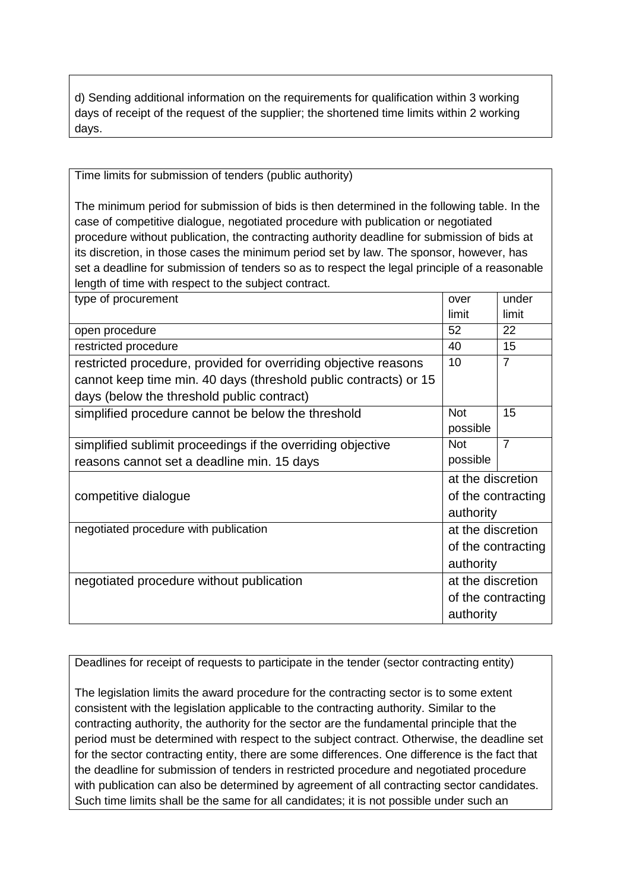d) Sending additional information on the requirements for qualification within 3 working days of receipt of the request of the supplier; the shortened time limits within 2 working days.

Time limits for submission of tenders (public authority)

The minimum period for submission of bids is then determined in the following table. In the case of competitive dialogue, negotiated procedure with publication or negotiated procedure without publication, the contracting authority deadline for submission of bids at its discretion, in those cases the minimum period set by law. The sponsor, however, has set a deadline for submission of tenders so as to respect the legal principle of a reasonable length of time with respect to the subject contract.

| type of procurement | over limit | under limit |
|---|---|---|
| open procedure | 52 | 22 |
| restricted procedure | 40 | 15 |
| restricted procedure, provided for overriding objective reasons cannot keep time min. 40 days (threshold public contracts) or 15 days (below the threshold public contract) | 10 | 7 |
| simplified procedure cannot be below the threshold | Not possible | 15 |
| simplified sublimit proceedings if the overriding objective reasons cannot set a deadline min. 15 days | Not possible | 7 |
| competitive dialogue | at the discretion of the contracting authority | |
| negotiated procedure with publication | at the discretion of the contracting authority | |
| negotiated procedure without publication | at the discretion of the contracting authority | |

Deadlines for receipt of requests to participate in the tender (sector contracting entity)

The legislation limits the award procedure for the contracting sector is to some extent consistent with the legislation applicable to the contracting authority. Similar to the contracting authority, the authority for the sector are the fundamental principle that the period must be determined with respect to the subject contract. Otherwise, the deadline set for the sector contracting entity, there are some differences. One difference is the fact that the deadline for submission of tenders in restricted procedure and negotiated procedure with publication can also be determined by agreement of all contracting sector candidates. Such time limits shall be the same for all candidates; it is not possible under such an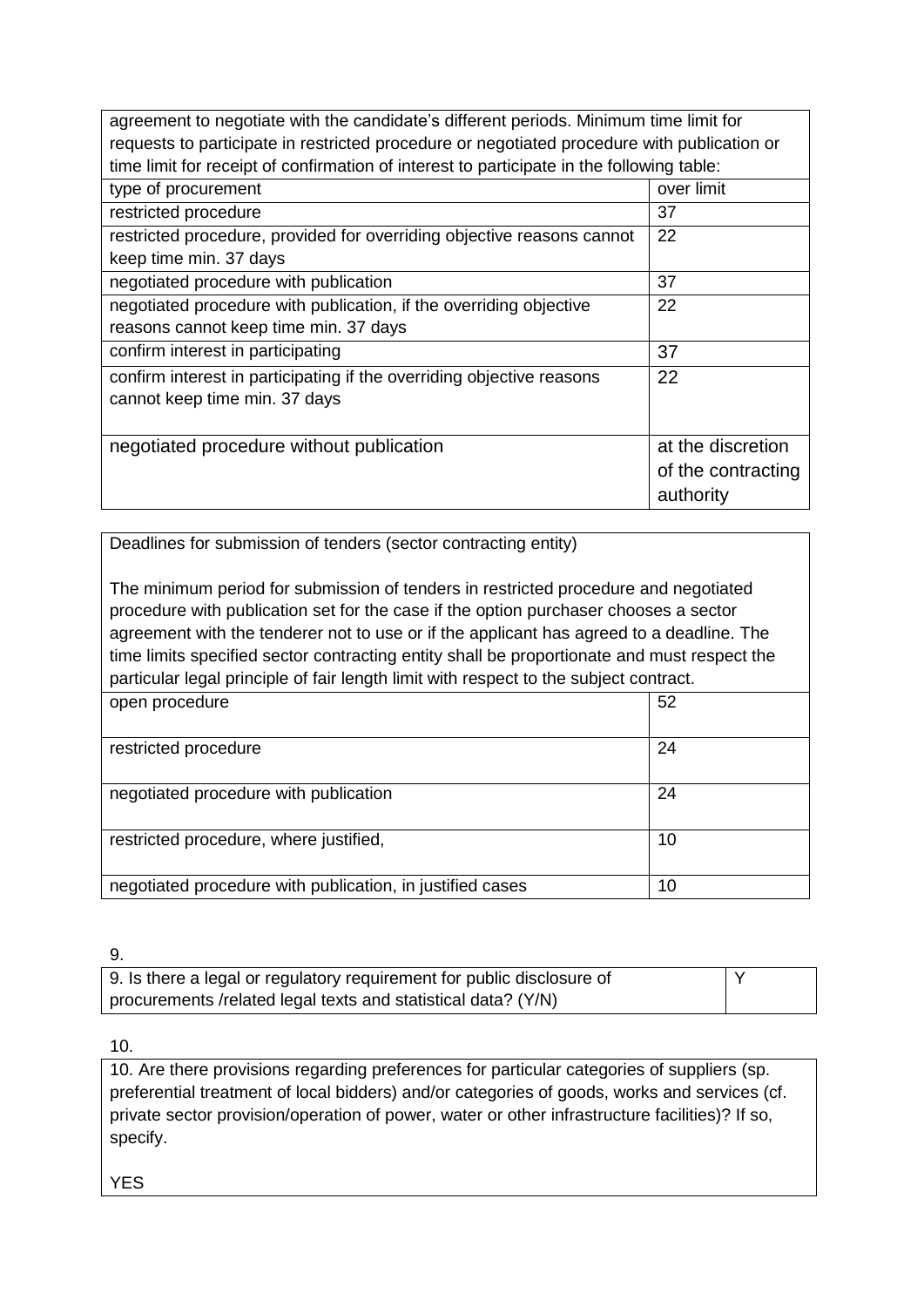| agreement to negotiate with the candidate's different periods. Minimum time limit for requests to participate in restricted procedure or negotiated procedure with publication or time limit for receipt of confirmation of interest to participate in the following table: | |
|---|---|
| type of procurement | over limit |
| restricted procedure | 37 |
| restricted procedure, provided for overriding objective reasons cannot keep time min. 37 days | 22 |
| negotiated procedure with publication | 37 |
| negotiated procedure with publication, if the overriding objective reasons cannot keep time min. 37 days | 22 |
| confirm interest in participating | 37 |
| confirm interest in participating if the overriding objective reasons cannot keep time min. 37 days | 22 |
| negotiated procedure without publication | at the discretion of the contracting authority |

| Deadlines for submission of tenders (sector contracting entity)<br><br>The minimum period for submission of tenders in restricted procedure and negotiated procedure with publication set for the case if the option purchaser chooses a sector agreement with the tenderer not to use or if the applicant has agreed to a deadline. The time limits specified sector contracting entity shall be proportionate and must respect the particular legal principle of fair length limit with respect to the subject contract. | |
|---|---|
| open procedure | 52 |
| restricted procedure | 24 |
| negotiated procedure with publication | 24 |
| restricted procedure, where justified, | 10 |
| negotiated procedure with publication, in justified cases | 10 |

9.

| 9. Is there a legal or regulatory requirement for public disclosure of procurements /related legal texts and statistical data? (Y/N) | Y |
|---|---|

10.

| 10. Are there provisions regarding preferences for particular categories of suppliers (sp. preferential treatment of local bidders) and/or categories of goods, works and services (cf. private sector provision/operation of power, water or other infrastructure facilities)? If so, specify.<br><br>YES |
|---|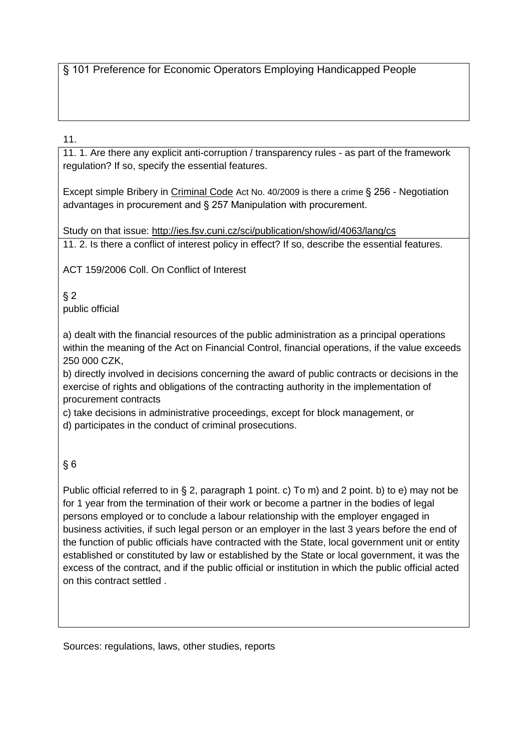§ 101 Preference for Economic Operators Employing Handicapped People

11.

11. 1. Are there any explicit anti-corruption / transparency rules - as part of the framework regulation? If so, specify the essential features.

Except simple Bribery in Criminal Code Act No. 40/2009 is there a crime § 256 - Negotiation advantages in procurement and § 257 Manipulation with procurement.

Study on that issue: http://ies.fsv.cuni.cz/sci/publication/show/id/4063/lang/cs

11. 2. Is there a conflict of interest policy in effect? If so, describe the essential features.

ACT 159/2006 Coll. On Conflict of Interest

§ 2
public official

a) dealt with the financial resources of the public administration as a principal operations within the meaning of the Act on Financial Control, financial operations, if the value exceeds 250 000 CZK,
b) directly involved in decisions concerning the award of public contracts or decisions in the exercise of rights and obligations of the contracting authority in the implementation of procurement contracts
c) take decisions in administrative proceedings, except for block management, or
d) participates in the conduct of criminal prosecutions.

§ 6

Public official referred to in § 2, paragraph 1 point. c) To m) and 2 point. b) to e) may not be for 1 year from the termination of their work or become a partner in the bodies of legal persons employed or to conclude a labour relationship with the employer engaged in business activities, if such legal person or an employer in the last 3 years before the end of the function of public officials have contracted with the State, local government unit or entity established or constituted by law or established by the State or local government, it was the excess of the contract, and if the public official or institution in which the public official acted on this contract settled .

Sources: regulations, laws, other studies, reports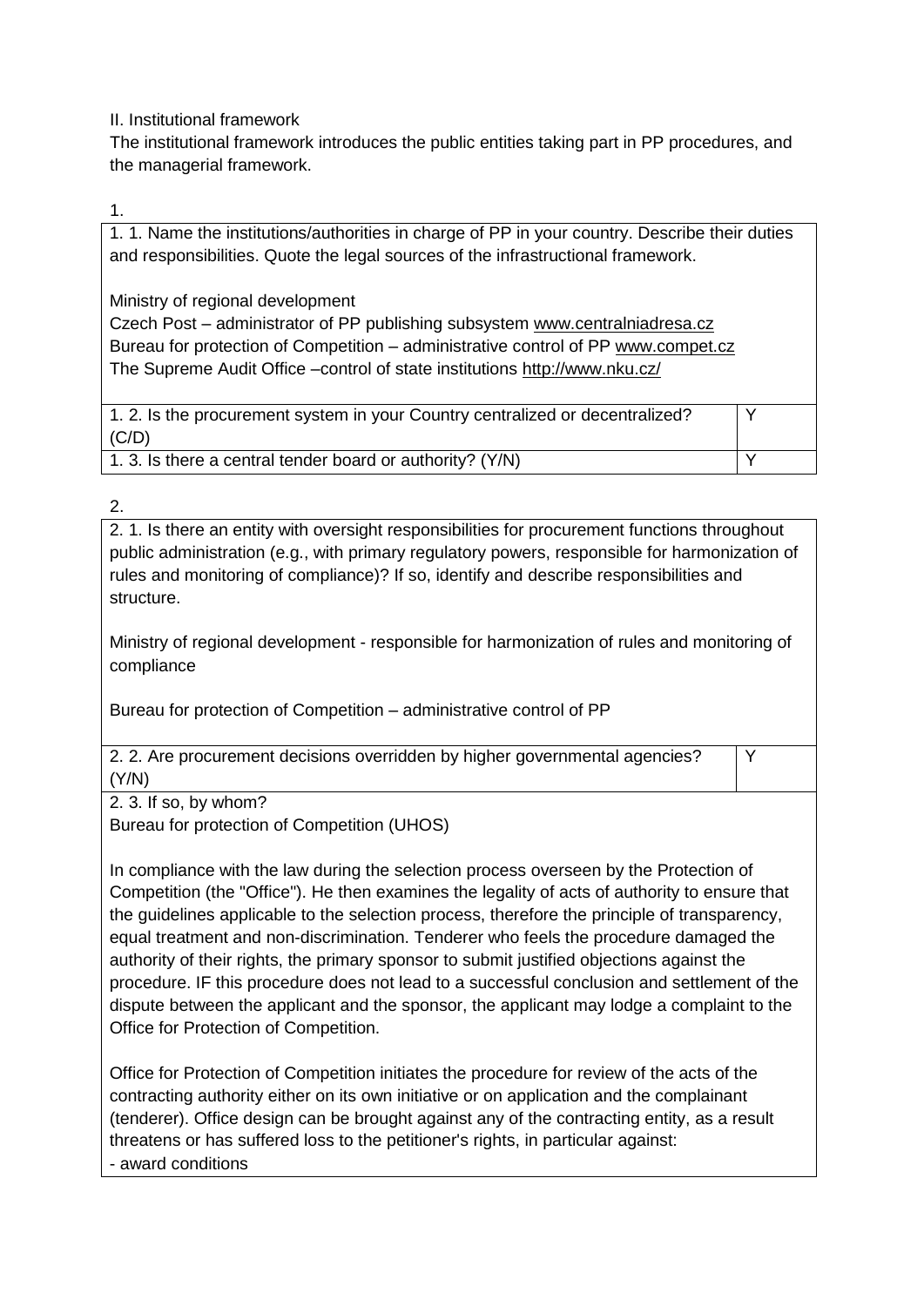II. Institutional framework

The institutional framework introduces the public entities taking part in PP procedures, and the managerial framework.

1.

| 1. 1. Name the institutions/authorities in charge of PP in your country. Describe their duties and responsibilities. Quote the legal sources of the infrastructural framework.<br><br>Ministry of regional development<br>Czech Post – administrator of PP publishing subsystem www.centralniadresa.cz<br>Bureau for protection of Competition – administrative control of PP www.compet.cz<br>The Supreme Audit Office –control of state institutions http://www.nku.cz/ | |
|---|---|
| 1. 2. Is the procurement system in your Country centralized or decentralized? (C/D) | Y |
| 1. 3. Is there a central tender board or authority? (Y/N) | Y |

2.

| 2. 1. Is there an entity with oversight responsibilities for procurement functions throughout public administration (e.g., with primary regulatory powers, responsible for harmonization of rules and monitoring of compliance)? If so, identify and describe responsibilities and structure.<br><br>Ministry of regional development - responsible for harmonization of rules and monitoring of compliance<br><br>Bureau for protection of Competition – administrative control of PP | |
|---|---|
| 2. 2. Are procurement decisions overridden by higher governmental agencies? (Y/N) | Y |
| 2. 3. If so, by whom?<br>Bureau for protection of Competition (UHOS)<br><br>In compliance with the law during the selection process overseen by the Protection of Competition (the "Office"). He then examines the legality of acts of authority to ensure that the guidelines applicable to the selection process, therefore the principle of transparency, equal treatment and non-discrimination. Tenderer who feels the procedure damaged the authority of their rights, the primary sponsor to submit justified objections against the procedure. IF this procedure does not lead to a successful conclusion and settlement of the dispute between the applicant and the sponsor, the applicant may lodge a complaint to the Office for Protection of Competition.<br><br>Office for Protection of Competition initiates the procedure for review of the acts of the contracting authority either on its own initiative or on application and the complainant (tenderer). Office design can be brought against any of the contracting entity, as a result threatens or has suffered loss to the petitioner's rights, in particular against:<br>- award conditions | |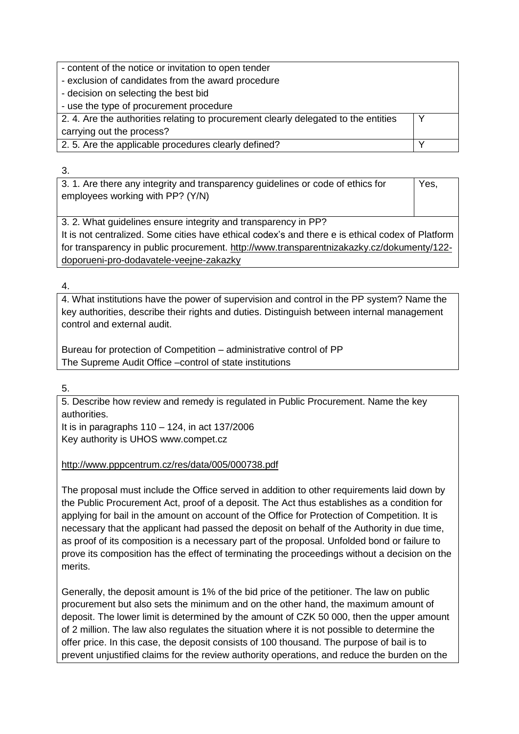| | |
|---|---|
| - content of the notice or invitation to open tender<br>- exclusion of candidates from the award procedure<br>- decision on selecting the best bid<br>- use the type of procurement procedure | |
| 2. 4. Are the authorities relating to procurement clearly delegated to the entities carrying out the process? | Y |
| 2. 5. Are the applicable procedures clearly defined? | Y |

3.

| | |
|---|---|
| 3. 1. Are there any integrity and transparency guidelines or code of ethics for employees working with PP? (Y/N) | Yes, |
| 3. 2. What guidelines ensure integrity and transparency in PP?<br>It is not centralized. Some cities have ethical codex's and there e is ethical codex of Platform for transparency in public procurement. http://www.transparentnizakazky.cz/dokumenty/122-doporueni-pro-dodavatele-veejne-zakazky | |

4.

4. What institutions have the power of supervision and control in the PP system? Name the key authorities, describe their rights and duties. Distinguish between internal management control and external audit.

Bureau for protection of Competition – administrative control of PP
The Supreme Audit Office –control of state institutions

5.

5. Describe how review and remedy is regulated in Public Procurement. Name the key authorities.
It is in paragraphs 110 – 124, in act 137/2006
Key authority is UHOS www.compet.cz

http://www.pppcentrum.cz/res/data/005/000738.pdf

The proposal must include the Office served in addition to other requirements laid down by the Public Procurement Act, proof of a deposit. The Act thus establishes as a condition for applying for bail in the amount on account of the Office for Protection of Competition. It is necessary that the applicant had passed the deposit on behalf of the Authority in due time, as proof of its composition is a necessary part of the proposal. Unfolded bond or failure to prove its composition has the effect of terminating the proceedings without a decision on the merits.

Generally, the deposit amount is 1% of the bid price of the petitioner. The law on public procurement but also sets the minimum and on the other hand, the maximum amount of deposit. The lower limit is determined by the amount of CZK 50 000, then the upper amount of 2 million. The law also regulates the situation where it is not possible to determine the offer price. In this case, the deposit consists of 100 thousand. The purpose of bail is to prevent unjustified claims for the review authority operations, and reduce the burden on the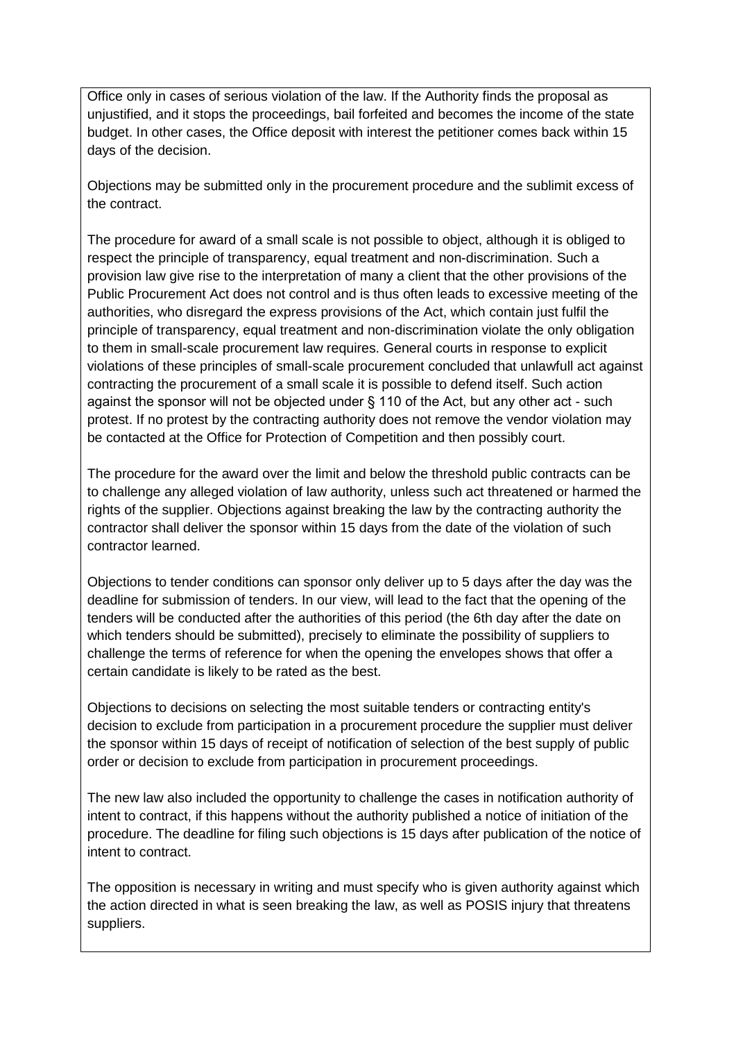Office only in cases of serious violation of the law. If the Authority finds the proposal as unjustified, and it stops the proceedings, bail forfeited and becomes the income of the state budget. In other cases, the Office deposit with interest the petitioner comes back within 15 days of the decision.

Objections may be submitted only in the procurement procedure and the sublimit excess of the contract.

The procedure for award of a small scale is not possible to object, although it is obliged to respect the principle of transparency, equal treatment and non-discrimination. Such a provision law give rise to the interpretation of many a client that the other provisions of the Public Procurement Act does not control and is thus often leads to excessive meeting of the authorities, who disregard the express provisions of the Act, which contain just fulfil the principle of transparency, equal treatment and non-discrimination violate the only obligation to them in small-scale procurement law requires. General courts in response to explicit violations of these principles of small-scale procurement concluded that unlawfull act against contracting the procurement of a small scale it is possible to defend itself. Such action against the sponsor will not be objected under § 110 of the Act, but any other act - such protest. If no protest by the contracting authority does not remove the vendor violation may be contacted at the Office for Protection of Competition and then possibly court.

The procedure for the award over the limit and below the threshold public contracts can be to challenge any alleged violation of law authority, unless such act threatened or harmed the rights of the supplier. Objections against breaking the law by the contracting authority the contractor shall deliver the sponsor within 15 days from the date of the violation of such contractor learned.

Objections to tender conditions can sponsor only deliver up to 5 days after the day was the deadline for submission of tenders. In our view, will lead to the fact that the opening of the tenders will be conducted after the authorities of this period (the 6th day after the date on which tenders should be submitted), precisely to eliminate the possibility of suppliers to challenge the terms of reference for when the opening the envelopes shows that offer a certain candidate is likely to be rated as the best.

Objections to decisions on selecting the most suitable tenders or contracting entity's decision to exclude from participation in a procurement procedure the supplier must deliver the sponsor within 15 days of receipt of notification of selection of the best supply of public order or decision to exclude from participation in procurement proceedings.

The new law also included the opportunity to challenge the cases in notification authority of intent to contract, if this happens without the authority published a notice of initiation of the procedure. The deadline for filing such objections is 15 days after publication of the notice of intent to contract.

The opposition is necessary in writing and must specify who is given authority against which the action directed in what is seen breaking the law, as well as POSIS injury that threatens suppliers.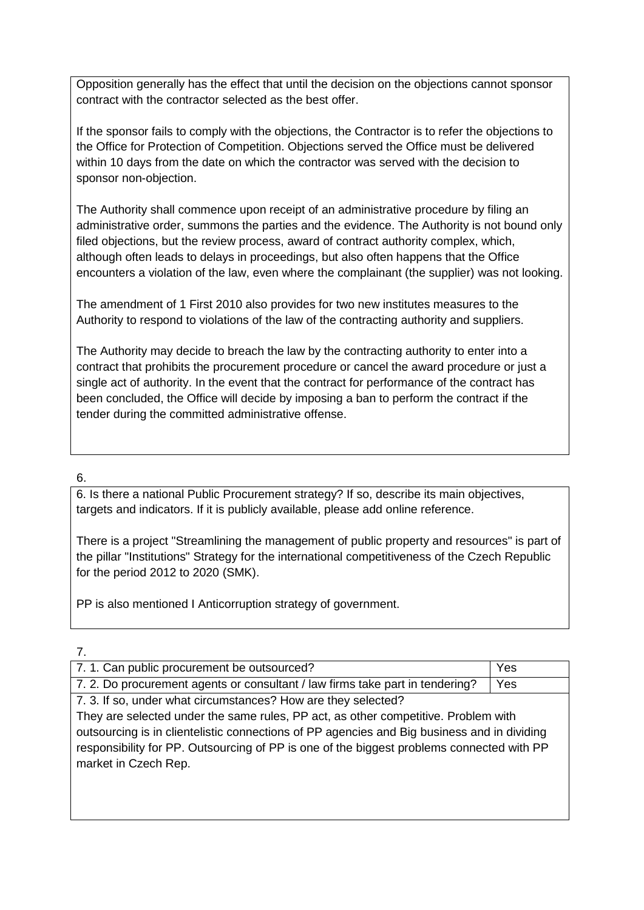Opposition generally has the effect that until the decision on the objections cannot sponsor contract with the contractor selected as the best offer.

If the sponsor fails to comply with the objections, the Contractor is to refer the objections to the Office for Protection of Competition. Objections served the Office must be delivered within 10 days from the date on which the contractor was served with the decision to sponsor non-objection.

The Authority shall commence upon receipt of an administrative procedure by filing an administrative order, summons the parties and the evidence. The Authority is not bound only filed objections, but the review process, award of contract authority complex, which, although often leads to delays in proceedings, but also often happens that the Office encounters a violation of the law, even where the complainant (the supplier) was not looking.

The amendment of 1 First 2010 also provides for two new institutes measures to the Authority to respond to violations of the law of the contracting authority and suppliers.

The Authority may decide to breach the law by the contracting authority to enter into a contract that prohibits the procurement procedure or cancel the award procedure or just a single act of authority. In the event that the contract for performance of the contract has been concluded, the Office will decide by imposing a ban to perform the contract if the tender during the committed administrative offense.

6.

6. Is there a national Public Procurement strategy? If so, describe its main objectives, targets and indicators. If it is publicly available, please add online reference.

There is a project "Streamlining the management of public property and resources" is part of the pillar "Institutions" Strategy for the international competitiveness of the Czech Republic for the period 2012 to 2020 (SMK).

PP is also mentioned I Anticorruption strategy of government.

7.

| 7. 1. Can public procurement be outsourced? | Yes |
|---|---|
| 7. 2. Do procurement agents or consultant / law firms take part in tendering? | Yes |

7. 3. If so, under what circumstances? How are they selected?

They are selected under the same rules, PP act, as other competitive. Problem with outsourcing is in clientelistic connections of PP agencies and Big business and in dividing responsibility for PP. Outsourcing of PP is one of the biggest problems connected with PP market in Czech Rep.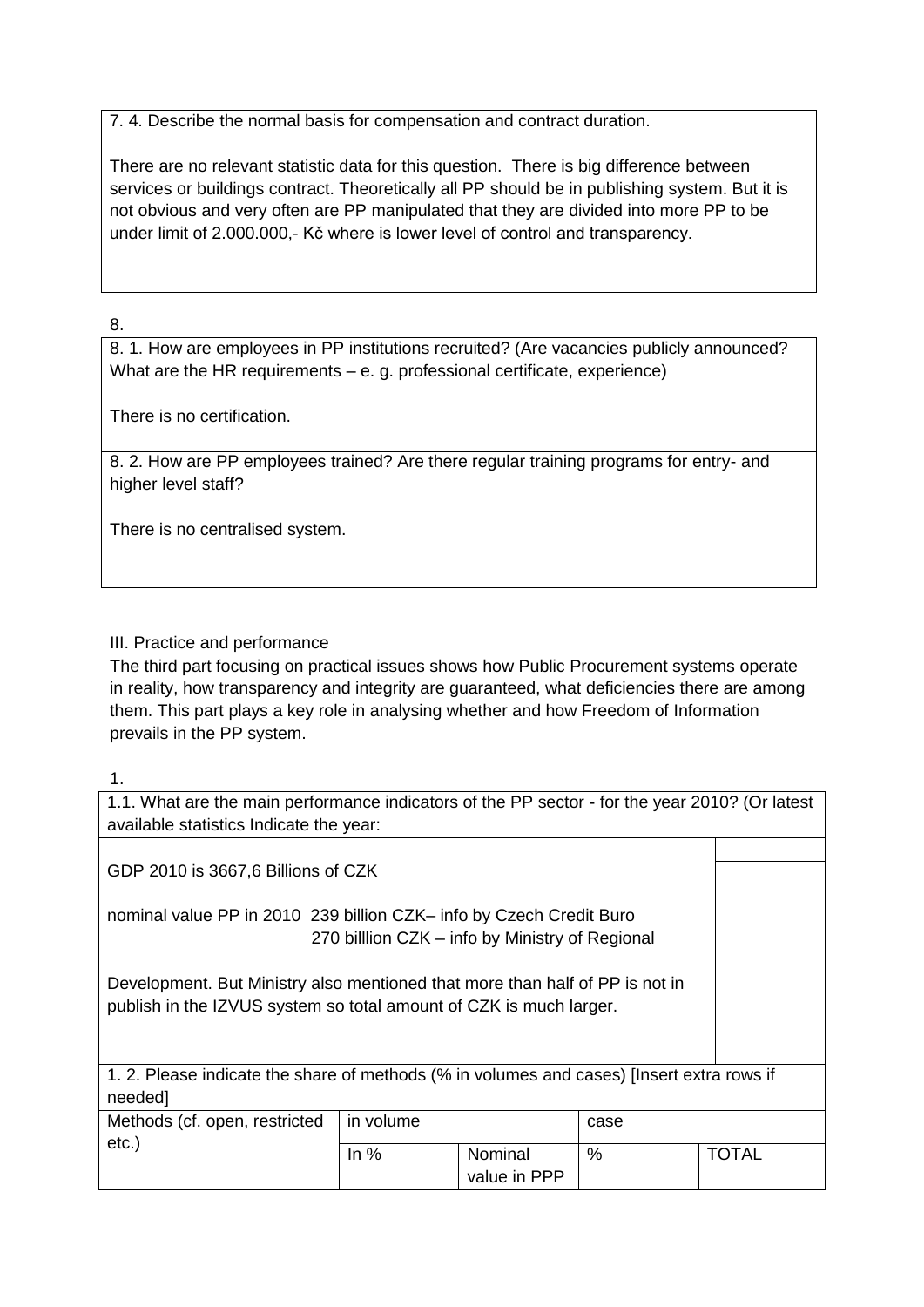7. 4. Describe the normal basis for compensation and contract duration.

There are no relevant statistic data for this question. There is big difference between services or buildings contract. Theoretically all PP should be in publishing system. But it is not obvious and very often are PP manipulated that they are divided into more PP to be under limit of 2.000.000,- Kč where is lower level of control and transparency.

8.

8. 1. How are employees in PP institutions recruited? (Are vacancies publicly announced? What are the HR requirements – e. g. professional certificate, experience)

There is no certification.

8. 2. How are PP employees trained? Are there regular training programs for entry- and higher level staff?

There is no centralised system.

III. Practice and performance

The third part focusing on practical issues shows how Public Procurement systems operate in reality, how transparency and integrity are guaranteed, what deficiencies there are among them. This part plays a key role in analysing whether and how Freedom of Information prevails in the PP system.

1.

1.1. What are the main performance indicators of the PP sector - for the year 2010? (Or latest available statistics Indicate the year:

GDP 2010 is 3667,6 Billions of CZK

nominal value PP in 2010 239 billion CZK– info by Czech Credit Buro
270 billlion CZK – info by Ministry of Regional Development. But Ministry also mentioned that more than half of PP is not in publish in the IZVUS system so total amount of CZK is much larger.

1. 2. Please indicate the share of methods (% in volumes and cases) [Insert extra rows if needed]

| Methods (cf. open, restricted etc.) | in volume | | case | |
|---|---|---|---|---|
| | In % | Nominal value in PPP | % | TOTAL |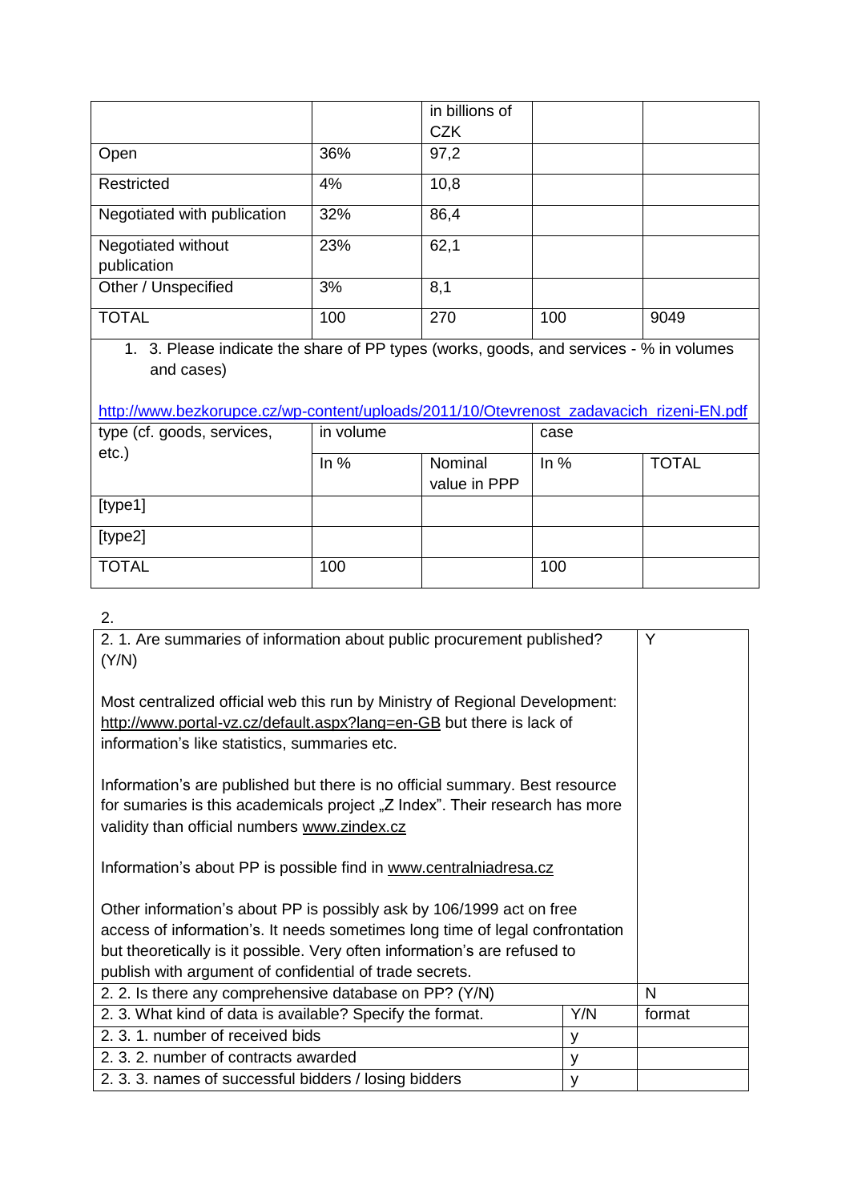| | | in billions of CZK | | |
|---|---|---|---|---|
| Open | 36% | 97,2 | | |
| Restricted | 4% | 10,8 | | |
| Negotiated with publication | 32% | 86,4 | | |
| Negotiated without publication | 23% | 62,1 | | |
| Other / Unspecified | 3% | 8,1 | | |
| TOTAL | 100 | 270 | 100 | 9049 |

1. 3. Please indicate the share of PP types (works, goods, and services - % in volumes and cases)

http://www.bezkorupce.cz/wp-content/uploads/2011/10/Otevrenost_zadavacich_rizeni-EN.pdf

| type (cf. goods, services, etc.) | in volume | | case | |
|---|---|---|---|---|
| | In % | Nominal value in PPP | In % | TOTAL |
| [type1] | | | | |
| [type2] | | | | |
| TOTAL | 100 | | 100 | |

2.

| | | |
|---|---|---|
| 2. 1. Are summaries of information about public procurement published? (Y/N)<br><br>Most centralized official web this run by Ministry of Regional Development: http://www.portal-vz.cz/default.aspx?lang=en-GB but there is lack of information's like statistics, summaries etc.<br><br>Information's are published but there is no official summary. Best resource for sumaries is this academicals project „Z Index". Their research has more validity than official numbers www.zindex.cz<br><br>Information's about PP is possible find in www.centralniadresa.cz<br><br>Other information's about PP is possibly ask by 106/1999 act on free access of information's. It needs sometimes long time of legal confrontation but theoretically is it possible. Very often information's are refused to publish with argument of confidential of trade secrets. | | Y |
| 2. 2. Is there any comprehensive database on PP? (Y/N) | | N |
| 2. 3. What kind of data is available? Specify the format. | Y/N | format |
| 2. 3. 1. number of received bids | y | |
| 2. 3. 2. number of contracts awarded | y | |
| 2. 3. 3. names of successful bidders / losing bidders | y | |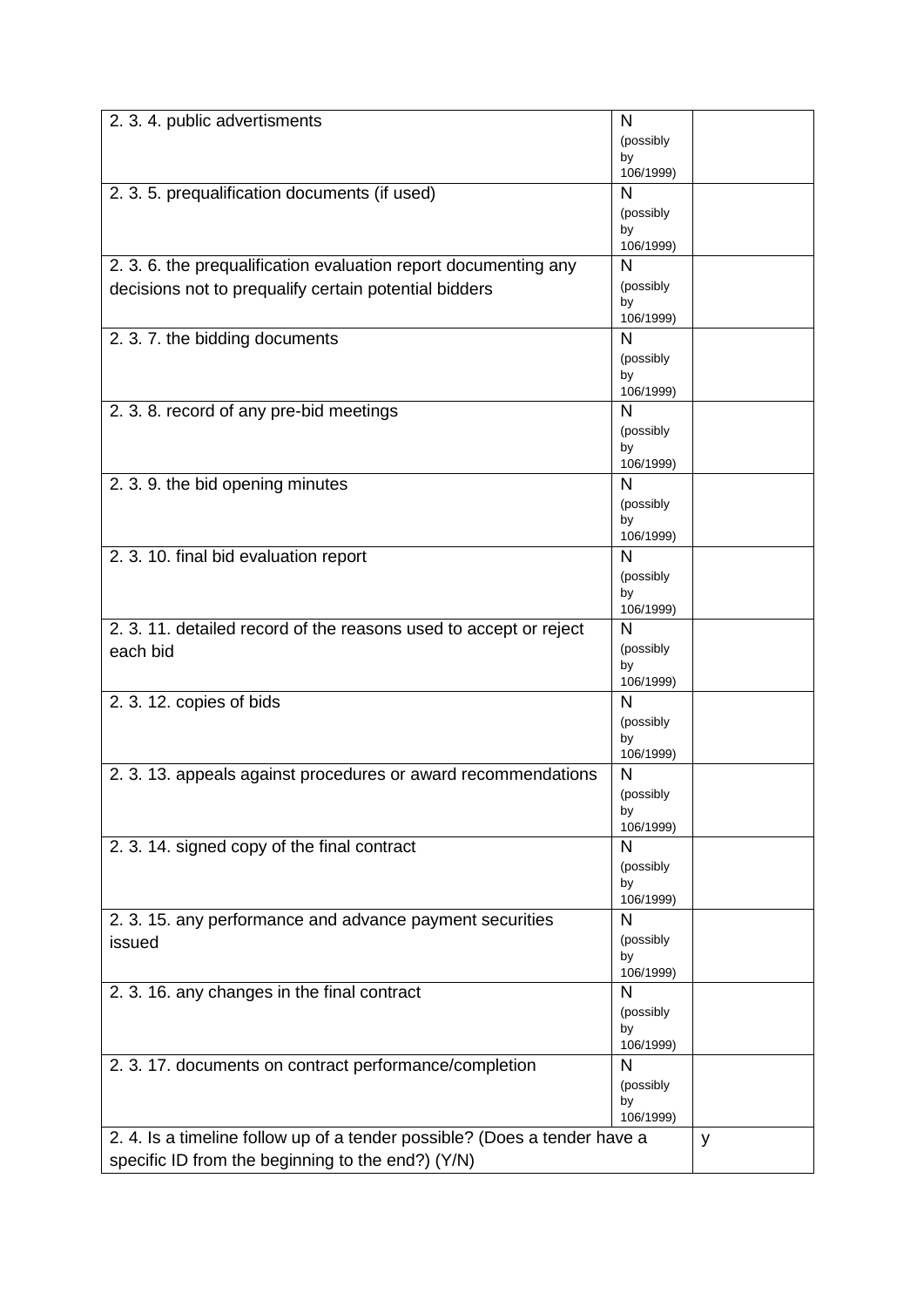| | | |
|---|---|---|
| 2. 3. 4. public advertisments | N (possibly by 106/1999) | |
| 2. 3. 5. prequalification documents (if used) | N (possibly by 106/1999) | |
| 2. 3. 6. the prequalification evaluation report documenting any decisions not to prequalify certain potential bidders | N (possibly by 106/1999) | |
| 2. 3. 7. the bidding documents | N (possibly by 106/1999) | |
| 2. 3. 8. record of any pre-bid meetings | N (possibly by 106/1999) | |
| 2. 3. 9. the bid opening minutes | N (possibly by 106/1999) | |
| 2. 3. 10. final bid evaluation report | N (possibly by 106/1999) | |
| 2. 3. 11. detailed record of the reasons used to accept or reject each bid | N (possibly by 106/1999) | |
| 2. 3. 12. copies of bids | N (possibly by 106/1999) | |
| 2. 3. 13. appeals against procedures or award recommendations | N (possibly by 106/1999) | |
| 2. 3. 14. signed copy of the final contract | N (possibly by 106/1999) | |
| 2. 3. 15. any performance and advance payment securities issued | N (possibly by 106/1999) | |
| 2. 3. 16. any changes in the final contract | N (possibly by 106/1999) | |
| 2. 3. 17. documents on contract performance/completion | N (possibly by 106/1999) | |
| 2. 4. Is a timeline follow up of a tender possible? (Does a tender have a specific ID from the beginning to the end?) (Y/N) | | y |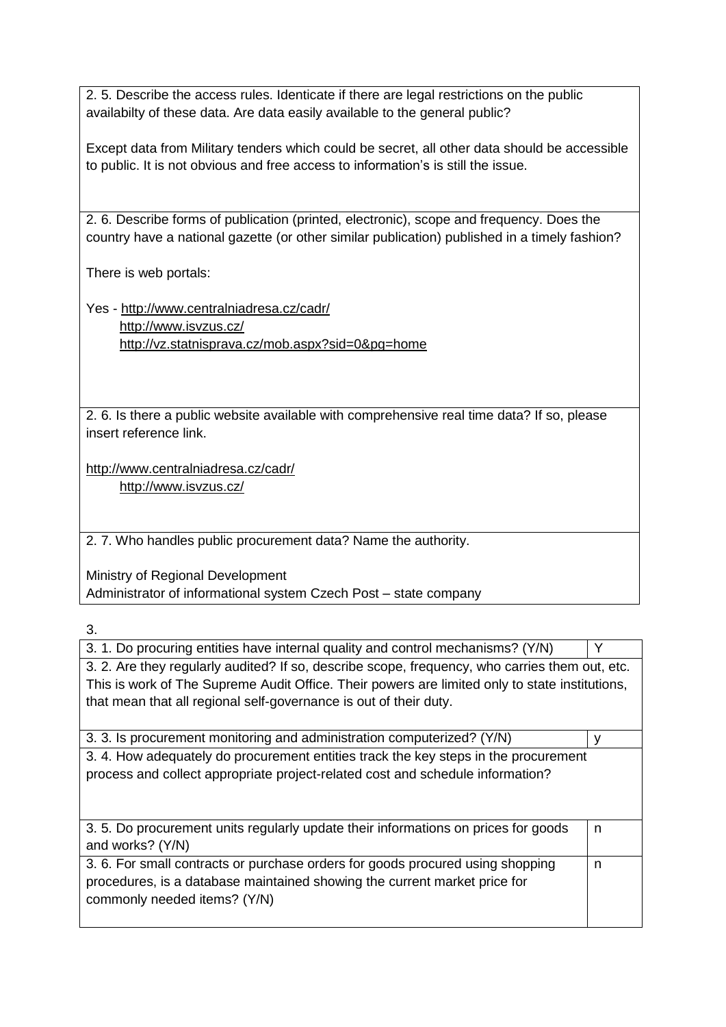2. 5. Describe the access rules. Identicate if there are legal restrictions on the public availabilty of these data. Are data easily available to the general public?

Except data from Military tenders which could be secret, all other data should be accessible to public. It is not obvious and free access to information's is still the issue.

2. 6. Describe forms of publication (printed, electronic), scope and frequency. Does the country have a national gazette (or other similar publication) published in a timely fashion?

There is web portals:

Yes - http://www.centralniadresa.cz/cadr/
http://www.isvzus.cz/
http://vz.statnisprava.cz/mob.aspx?sid=0&pg=home

2. 6. Is there a public website available with comprehensive real time data? If so, please insert reference link.

http://www.centralniadresa.cz/cadr/
http://www.isvzus.cz/

2. 7. Who handles public procurement data? Name the authority.

Ministry of Regional Development
Administrator of informational system Czech Post – state company

3.

| 3. 1. Do procuring entities have internal quality and control mechanisms? (Y/N) | Y |
|---|---|
| 3. 2. Are they regularly audited? If so, describe scope, frequency, who carries them out, etc. This is work of The Supreme Audit Office. Their powers are limited only to state institutions, that mean that all regional self-governance is out of their duty. | |
| 3. 3. Is procurement monitoring and administration computerized? (Y/N) | y |
| 3. 4. How adequately do procurement entities track the key steps in the procurement process and collect appropriate project-related cost and schedule information? | |
| 3. 5. Do procurement units regularly update their informations on prices for goods and works? (Y/N) | n |
| 3. 6. For small contracts or purchase orders for goods procured using shopping procedures, is a database maintained showing the current market price for commonly needed items? (Y/N) | n |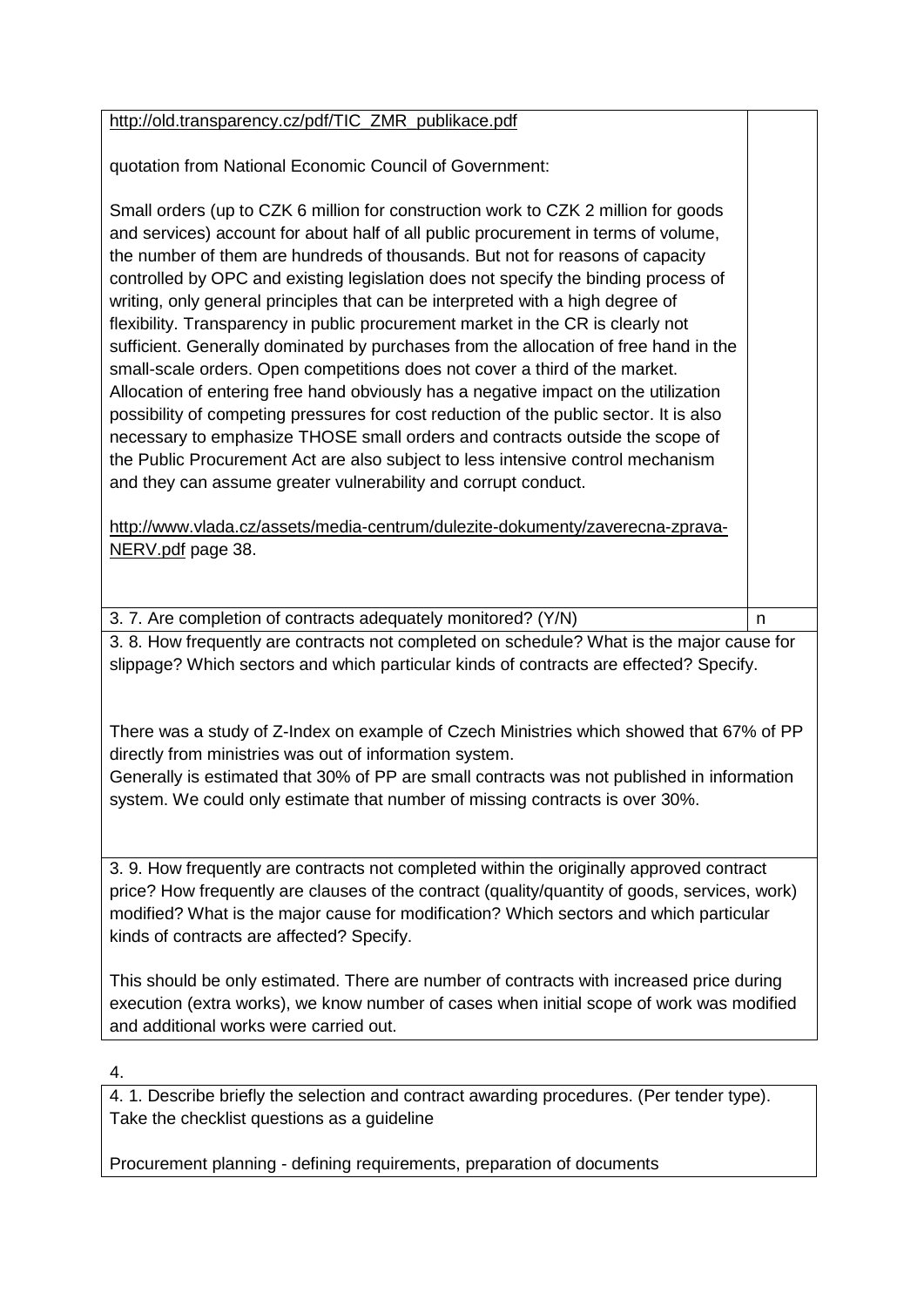| | |
|---|---|
| http://old.transparency.cz/pdf/TIC_ZMR_publikace.pdf<br><br>quotation from National Economic Council of Government:<br><br>Small orders (up to CZK 6 million for construction work to CZK 2 million for goods and services) account for about half of all public procurement in terms of volume, the number of them are hundreds of thousands. But not for reasons of capacity controlled by OPC and existing legislation does not specify the binding process of writing, only general principles that can be interpreted with a high degree of flexibility. Transparency in public procurement market in the CR is clearly not sufficient. Generally dominated by purchases from the allocation of free hand in the small-scale orders. Open competitions does not cover a third of the market. Allocation of entering free hand obviously has a negative impact on the utilization possibility of competing pressures for cost reduction of the public sector. It is also necessary to emphasize THOSE small orders and contracts outside the scope of the Public Procurement Act are also subject to less intensive control mechanism and they can assume greater vulnerability and corrupt conduct.<br><br>http://www.vlada.cz/assets/media-centrum/dulezite-dokumenty/zaverecna-zprava-NERV.pdf page 38. | |
| 3. 7. Are completion of contracts adequately monitored? (Y/N) | n |

3. 8. How frequently are contracts not completed on schedule? What is the major cause for slippage? Which sectors and which particular kinds of contracts are effected? Specify.

There was a study of Z-Index on example of Czech Ministries which showed that 67% of PP directly from ministries was out of information system.
Generally is estimated that 30% of PP are small contracts was not published in information system. We could only estimate that number of missing contracts is over 30%.

3. 9. How frequently are contracts not completed within the originally approved contract price? How frequently are clauses of the contract (quality/quantity of goods, services, work) modified? What is the major cause for modification? Which sectors and which particular kinds of contracts are affected? Specify.

This should be only estimated. There are number of contracts with increased price during execution (extra works), we know number of cases when initial scope of work was modified and additional works were carried out.

4.

4. 1. Describe briefly the selection and contract awarding procedures. (Per tender type). Take the checklist questions as a guideline

Procurement planning - defining requirements, preparation of documents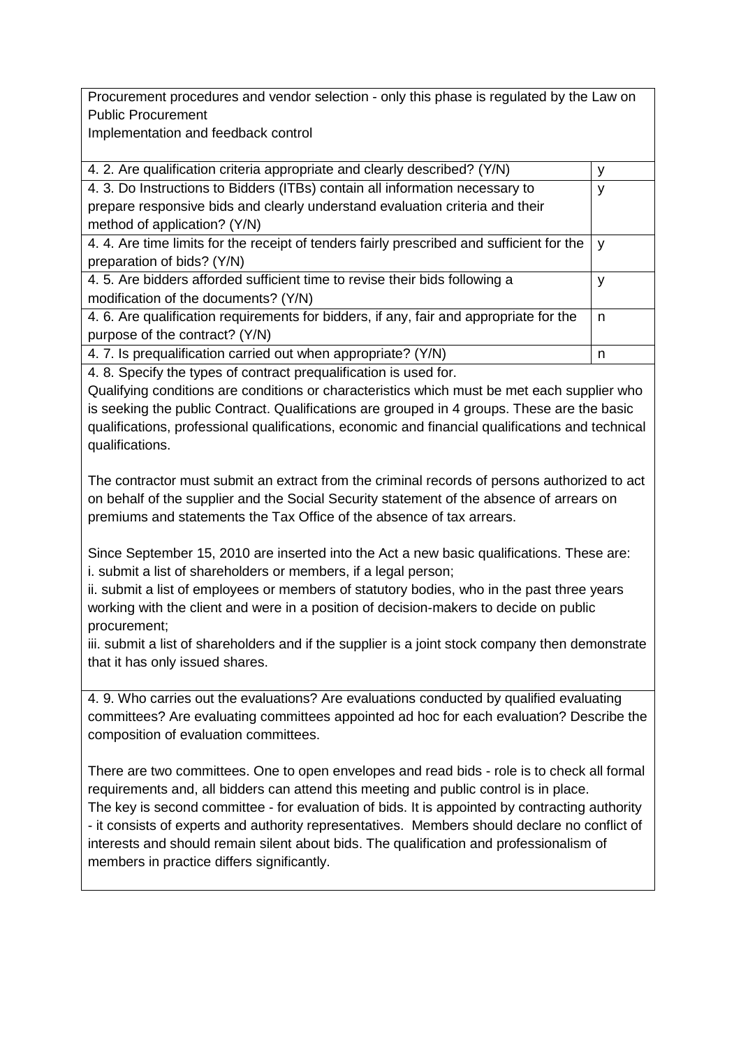Procurement procedures and vendor selection - only this phase is regulated by the Law on Public Procurement
Implementation and feedback control

| | |
|---|---|
| 4. 2. Are qualification criteria appropriate and clearly described? (Y/N) | y |
| 4. 3. Do Instructions to Bidders (ITBs) contain all information necessary to prepare responsive bids and clearly understand evaluation criteria and their method of application? (Y/N) | y |
| 4. 4. Are time limits for the receipt of tenders fairly prescribed and sufficient for the preparation of bids? (Y/N) | y |
| 4. 5. Are bidders afforded sufficient time to revise their bids following a modification of the documents? (Y/N) | y |
| 4. 6. Are qualification requirements for bidders, if any, fair and appropriate for the purpose of the contract? (Y/N) | n |
| 4. 7. Is prequalification carried out when appropriate? (Y/N) | n |

4. 8. Specify the types of contract prequalification is used for.
Qualifying conditions are conditions or characteristics which must be met each supplier who is seeking the public Contract. Qualifications are grouped in 4 groups. These are the basic qualifications, professional qualifications, economic and financial qualifications and technical qualifications.

The contractor must submit an extract from the criminal records of persons authorized to act on behalf of the supplier and the Social Security statement of the absence of arrears on premiums and statements the Tax Office of the absence of tax arrears.

Since September 15, 2010 are inserted into the Act a new basic qualifications. These are:
i. submit a list of shareholders or members, if a legal person;
ii. submit a list of employees or members of statutory bodies, who in the past three years working with the client and were in a position of decision-makers to decide on public procurement;
iii. submit a list of shareholders and if the supplier is a joint stock company then demonstrate that it has only issued shares.

4. 9. Who carries out the evaluations? Are evaluations conducted by qualified evaluating committees? Are evaluating committees appointed ad hoc for each evaluation? Describe the composition of evaluation committees.

There are two committees. One to open envelopes and read bids - role is to check all formal requirements and, all bidders can attend this meeting and public control is in place.
The key is second committee - for evaluation of bids. It is appointed by contracting authority - it consists of experts and authority representatives. Members should declare no conflict of interests and should remain silent about bids. The qualification and professionalism of members in practice differs significantly.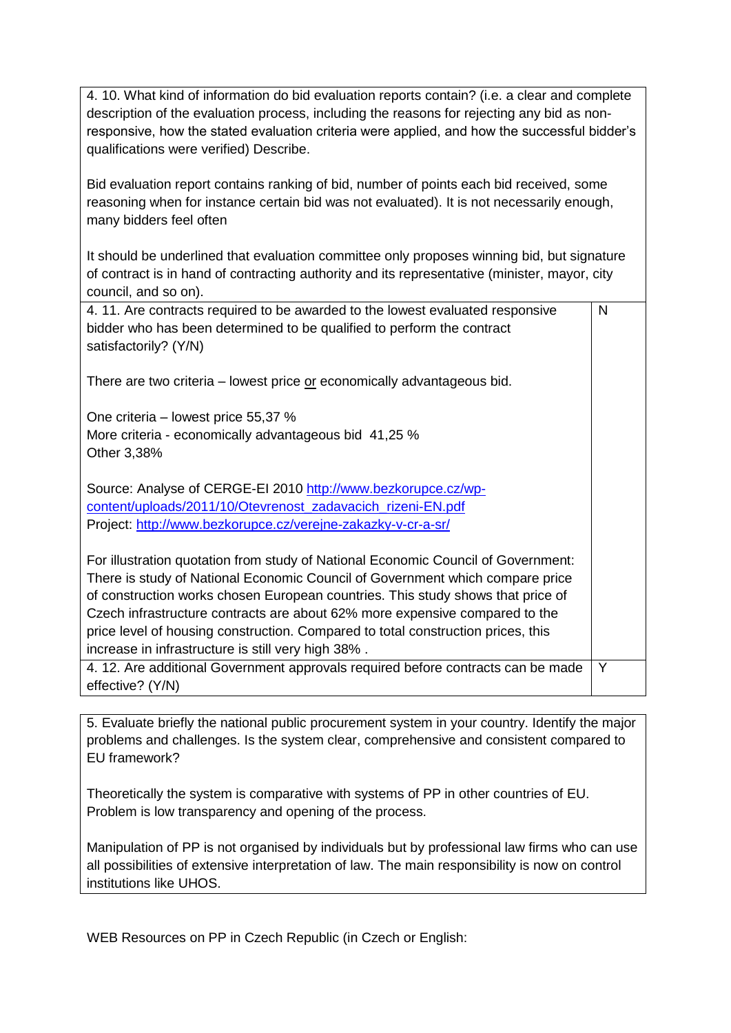| | |
|---|---|
| 4. 10. What kind of information do bid evaluation reports contain? (i.e. a clear and complete description of the evaluation process, including the reasons for rejecting any bid as non-responsive, how the stated evaluation criteria were applied, and how the successful bidder's qualifications were verified) Describe.<br><br>Bid evaluation report contains ranking of bid, number of points each bid received, some reasoning when for instance certain bid was not evaluated). It is not necessarily enough, many bidders feel often<br><br>It should be underlined that evaluation committee only proposes winning bid, but signature of contract is in hand of contracting authority and its representative (minister, mayor, city council, and so on). | |
| 4. 11. Are contracts required to be awarded to the lowest evaluated responsive bidder who has been determined to be qualified to perform the contract satisfactorily? (Y/N)<br><br>There are two criteria – lowest price <u>or</u> economically advantageous bid.<br><br>One criteria – lowest price 55,37 %<br>More criteria - economically advantageous bid 41,25 %<br>Other 3,38%<br><br>Source: Analyse of CERGE-EI 2010 http://www.bezkorupce.cz/wp-content/uploads/2011/10/Otevrenost_zadavacich_rizeni-EN.pdf<br>Project: http://www.bezkorupce.cz/verejne-zakazky-v-cr-a-sr/<br><br>For illustration quotation from study of National Economic Council of Government: There is study of National Economic Council of Government which compare price of construction works chosen European countries. This study shows that price of Czech infrastructure contracts are about 62% more expensive compared to the price level of housing construction. Compared to total construction prices, this increase in infrastructure is still very high 38% . | N |
| 4. 12. Are additional Government approvals required before contracts can be made effective? (Y/N) | Y |

5. Evaluate briefly the national public procurement system in your country. Identify the major problems and challenges. Is the system clear, comprehensive and consistent compared to EU framework?

Theoretically the system is comparative with systems of PP in other countries of EU. Problem is low transparency and opening of the process.

Manipulation of PP is not organised by individuals but by professional law firms who can use all possibilities of extensive interpretation of law. The main responsibility is now on control institutions like UHOS.

WEB Resources on PP in Czech Republic (in Czech or English: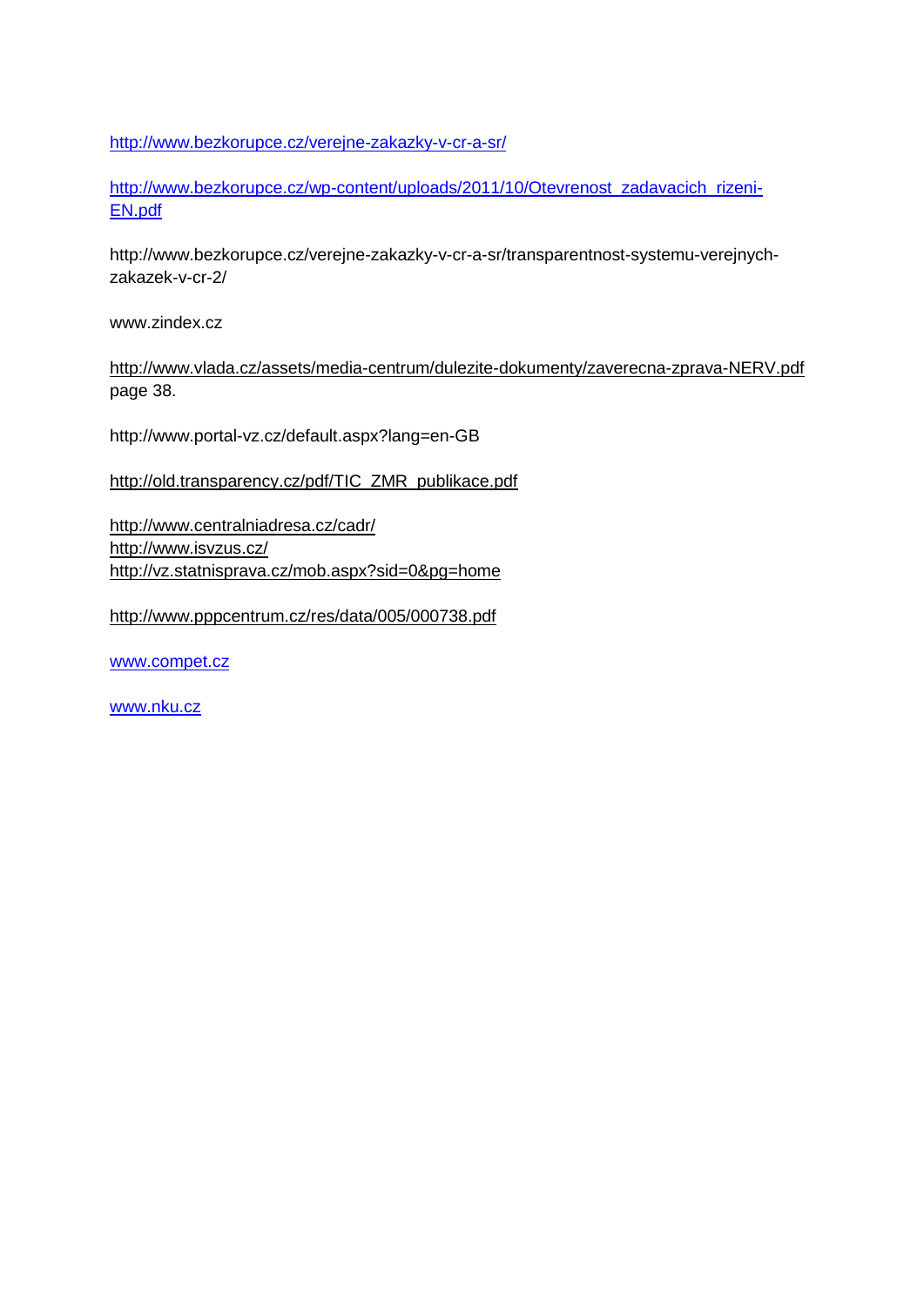http://www.bezkorupce.cz/verejne-zakazky-v-cr-a-sr/

http://www.bezkorupce.cz/wp-content/uploads/2011/10/Otevrenost_zadavacich_rizeni-EN.pdf

http://www.bezkorupce.cz/verejne-zakazky-v-cr-a-sr/transparentnost-systemu-verejnych-zakazek-v-cr-2/

www.zindex.cz

http://www.vlada.cz/assets/media-centrum/dulezite-dokumenty/zaverecna-zprava-NERV.pdf page 38.

http://www.portal-vz.cz/default.aspx?lang=en-GB

http://old.transparency.cz/pdf/TIC_ZMR_publikace.pdf

http://www.centralniadresa.cz/cadr/
http://www.isvzus.cz/
http://vz.statnisprava.cz/mob.aspx?sid=0&pg=home

http://www.pppcentrum.cz/res/data/005/000738.pdf

www.compet.cz

www.nku.cz